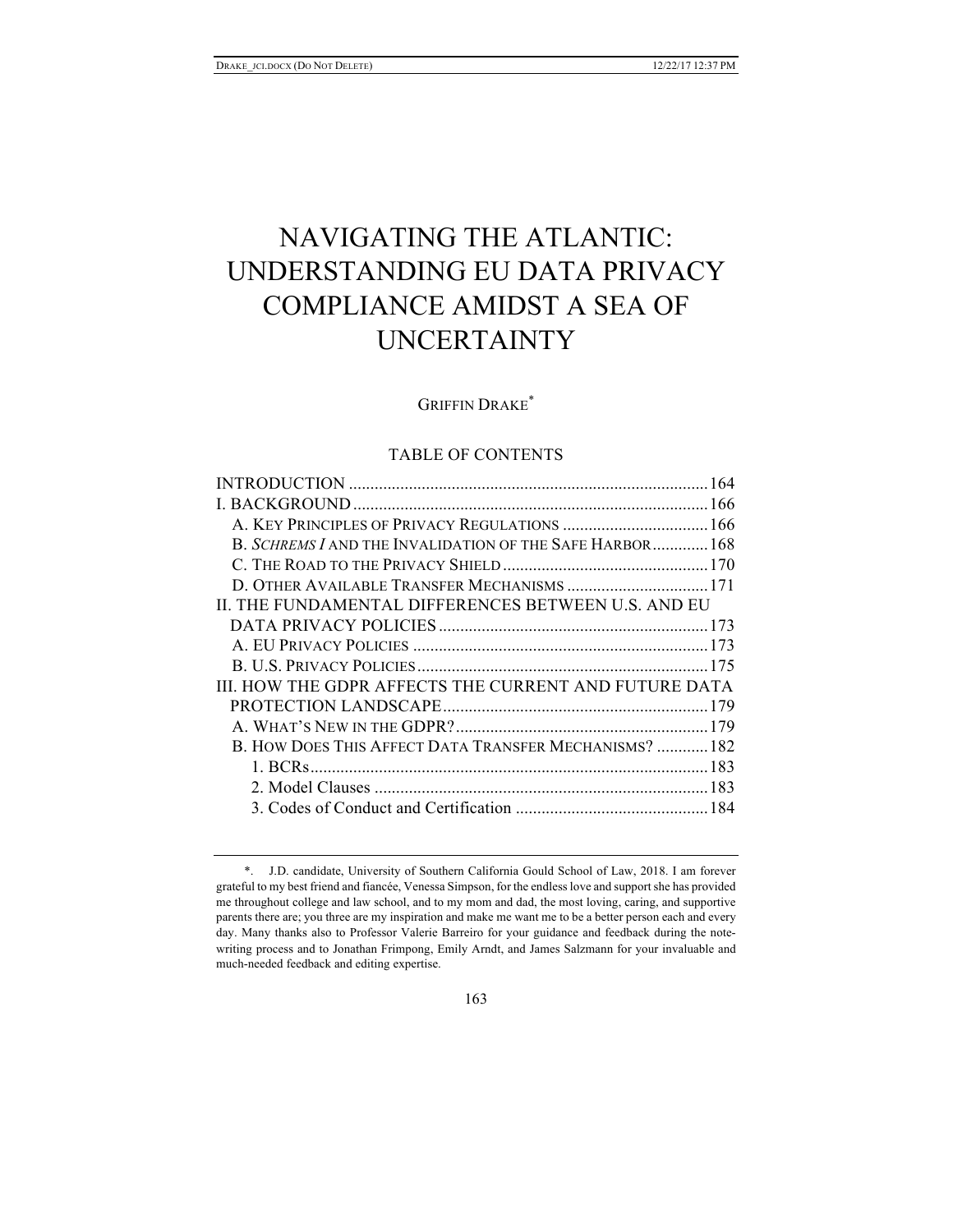# NAVIGATING THE ATLANTIC: UNDERSTANDING EU DATA PRIVACY COMPLIANCE AMIDST A SEA OF UNCERTAINTY

GRIFFIN DRAKE*

## TABLE OF CONTENTS

| | |
|---|---|
| INTRODUCTION | 164 |
| I. BACKGROUND | 166 |
| A. KEY PRINCIPLES OF PRIVACY REGULATIONS | 166 |
| B. *SCHREMS I* AND THE INVALIDATION OF THE SAFE HARBOR | 168 |
| C. THE ROAD TO THE PRIVACY SHIELD | 170 |
| D. OTHER AVAILABLE TRANSFER MECHANISMS | 171 |
| II. THE FUNDAMENTAL DIFFERENCES BETWEEN U.S. AND EU DATA PRIVACY POLICIES | 173 |
| A. EU PRIVACY POLICIES | 173 |
| B. U.S. PRIVACY POLICIES | 175 |
| III. HOW THE GDPR AFFECTS THE CURRENT AND FUTURE DATA PROTECTION LANDSCAPE | 179 |
| A. WHAT'S NEW IN THE GDPR? | 179 |
| B. HOW DOES THIS AFFECT DATA TRANSFER MECHANISMS? | 182 |
| 1. BCRs | 183 |
| 2. Model Clauses | 183 |
| 3. Codes of Conduct and Certification | 184 |

---

\*. J.D. candidate, University of Southern California Gould School of Law, 2018. I am forever grateful to my best friend and fiancée, Venessa Simpson, for the endless love and support she has provided me throughout college and law school, and to my mom and dad, the most loving, caring, and supportive parents there are; you three are my inspiration and make me want me to be a better person each and every day. Many thanks also to Professor Valerie Barreiro for your guidance and feedback during the note-writing process and to Jonathan Frimpong, Emily Arndt, and James Salzmann for your invaluable and much-needed feedback and editing expertise.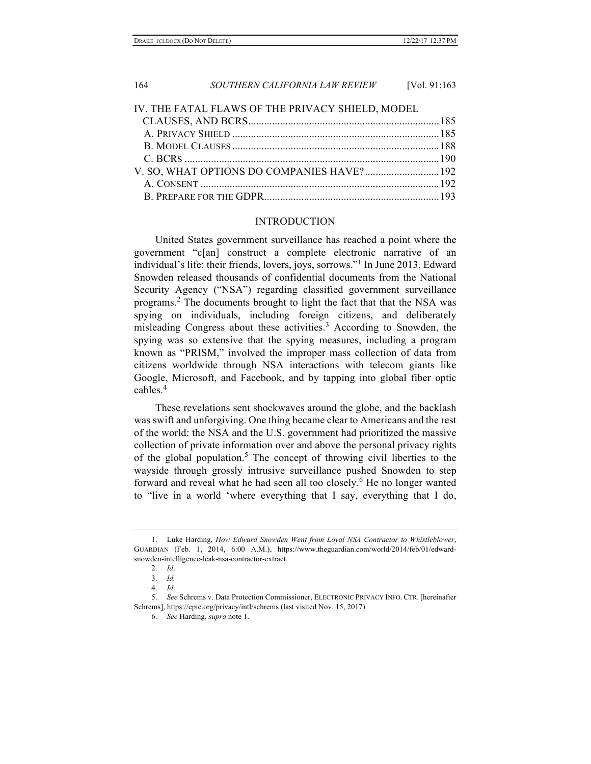IV. THE FATAL FLAWS OF THE PRIVACY SHIELD, MODEL CLAUSES, AND BCRS ........ 185

A. PRIVACY SHIELD ........ 185

B. MODEL CLAUSES ........ 188

C. BCRS ........ 190

V. SO, WHAT OPTIONS DO COMPANIES HAVE? ........ 192

A. CONSENT ........ 192

B. PREPARE FOR THE GDPR ........ 193

## INTRODUCTION

United States government surveillance has reached a point where the government "c[an] construct a complete electronic narrative of an individual's life: their friends, lovers, joys, sorrows."[1] In June 2013, Edward Snowden released thousands of confidential documents from the National Security Agency ("NSA") regarding classified government surveillance programs.[2] The documents brought to light the fact that that the NSA was spying on individuals, including foreign citizens, and deliberately misleading Congress about these activities.[3] According to Snowden, the spying was so extensive that the spying measures, including a program known as "PRISM," involved the improper mass collection of data from citizens worldwide through NSA interactions with telecom giants like Google, Microsoft, and Facebook, and by tapping into global fiber optic cables.[4]

These revelations sent shockwaves around the globe, and the backlash was swift and unforgiving. One thing became clear to Americans and the rest of the world: the NSA and the U.S. government had prioritized the massive collection of private information over and above the personal privacy rights of the global population.[5] The concept of throwing civil liberties to the wayside through grossly intrusive surveillance pushed Snowden to step forward and reveal what he had seen all too closely.[6] He no longer wanted to "live in a world 'where everything that I say, everything that I do,

---

1. Luke Harding, *How Edward Snowden Went from Loyal NSA Contractor to Whistleblower*, GUARDIAN (Feb. 1, 2014, 6:00 A.M.), https://www.theguardian.com/world/2014/feb/01/edward-snowden-intelligence-leak-nsa-contractor-extract.

2. *Id*.

3. *Id.*

4. *Id*.

5. *See* Schrems v. Data Protection Commissioner, ELECTRONIC PRIVACY INFO. CTR. [hereinafter Schrems], https://epic.org/privacy/intl/schrems (last visited Nov. 15, 2017).

6. *See* Harding, *supra* note 1.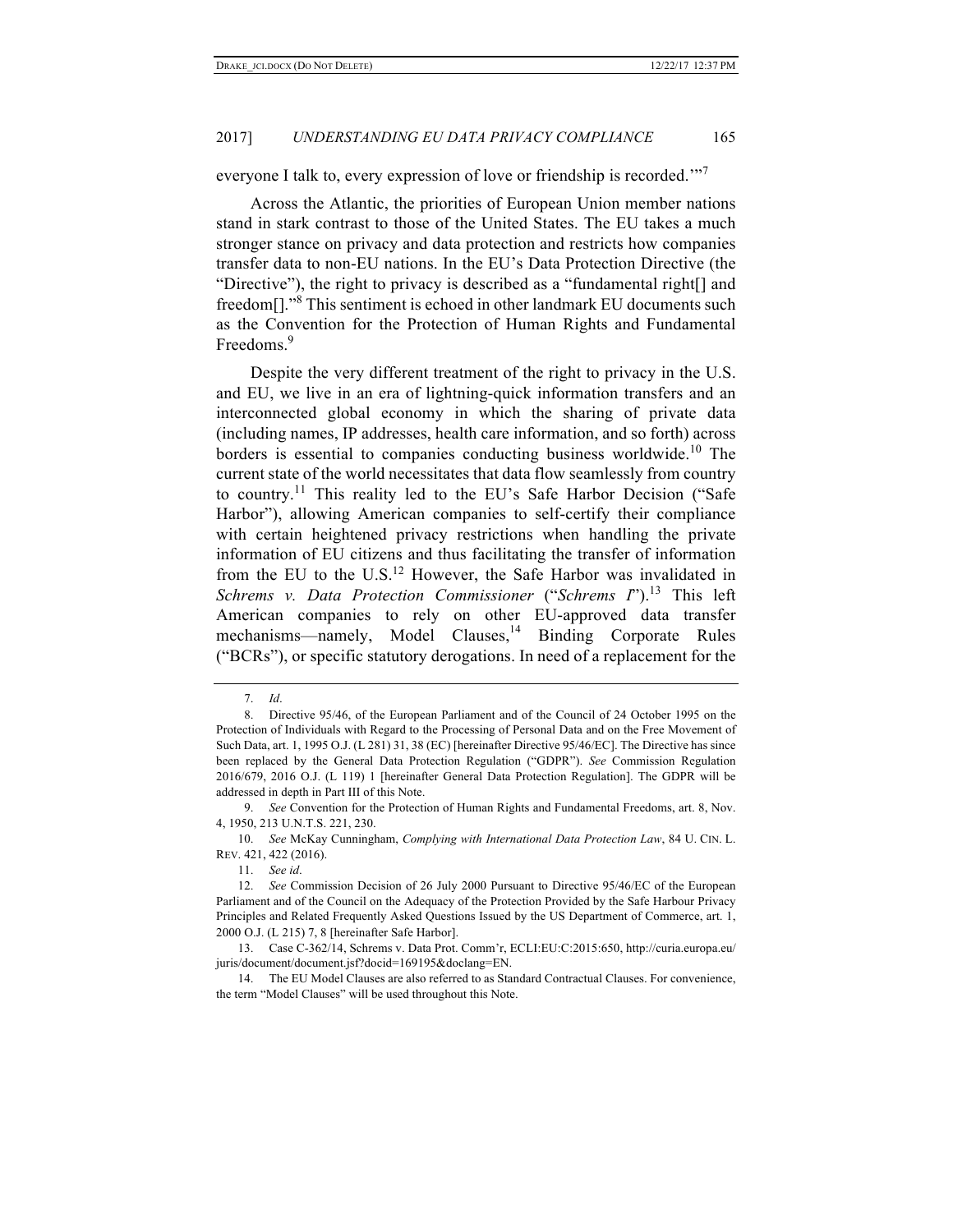everyone I talk to, every expression of love or friendship is recorded.'"[7]

Across the Atlantic, the priorities of European Union member nations stand in stark contrast to those of the United States. The EU takes a much stronger stance on privacy and data protection and restricts how companies transfer data to non-EU nations. In the EU's Data Protection Directive (the "Directive"), the right to privacy is described as a "fundamental right[] and freedom[]."[8] This sentiment is echoed in other landmark EU documents such as the Convention for the Protection of Human Rights and Fundamental Freedoms.[9]

Despite the very different treatment of the right to privacy in the U.S. and EU, we live in an era of lightning-quick information transfers and an interconnected global economy in which the sharing of private data (including names, IP addresses, health care information, and so forth) across borders is essential to companies conducting business worldwide.[10] The current state of the world necessitates that data flow seamlessly from country to country.[11] This reality led to the EU's Safe Harbor Decision ("Safe Harbor"), allowing American companies to self-certify their compliance with certain heightened privacy restrictions when handling the private information of EU citizens and thus facilitating the transfer of information from the EU to the U.S.[12] However, the Safe Harbor was invalidated in *Schrems v. Data Protection Commissioner* ("*Schrems I*").[13] This left American companies to rely on other EU-approved data transfer mechanisms—namely, Model Clauses,[14] Binding Corporate Rules ("BCRs"), or specific statutory derogations. In need of a replacement for the

---

7. *Id*.

8. Directive 95/46, of the European Parliament and of the Council of 24 October 1995 on the Protection of Individuals with Regard to the Processing of Personal Data and on the Free Movement of Such Data, art. 1, 1995 O.J. (L 281) 31, 38 (EC) [hereinafter Directive 95/46/EC]. The Directive has since been replaced by the General Data Protection Regulation ("GDPR"). *See* Commission Regulation 2016/679, 2016 O.J. (L 119) 1 [hereinafter General Data Protection Regulation]. The GDPR will be addressed in depth in Part III of this Note.

9. *See* Convention for the Protection of Human Rights and Fundamental Freedoms, art. 8, Nov. 4, 1950, 213 U.N.T.S. 221, 230.

10. *See* McKay Cunningham, *Complying with International Data Protection Law*, 84 U. CIN. L. REV. 421, 422 (2016).

11. *See id*.

12. *See* Commission Decision of 26 July 2000 Pursuant to Directive 95/46/EC of the European Parliament and of the Council on the Adequacy of the Protection Provided by the Safe Harbour Privacy Principles and Related Frequently Asked Questions Issued by the US Department of Commerce, art. 1, 2000 O.J. (L 215) 7, 8 [hereinafter Safe Harbor].

13. Case C-362/14, Schrems v. Data Prot. Comm'r, ECLI:EU:C:2015:650, http://curia.europa.eu/juris/document/document.jsf?docid=169195&doclang=EN.

14. The EU Model Clauses are also referred to as Standard Contractual Clauses. For convenience, the term "Model Clauses" will be used throughout this Note.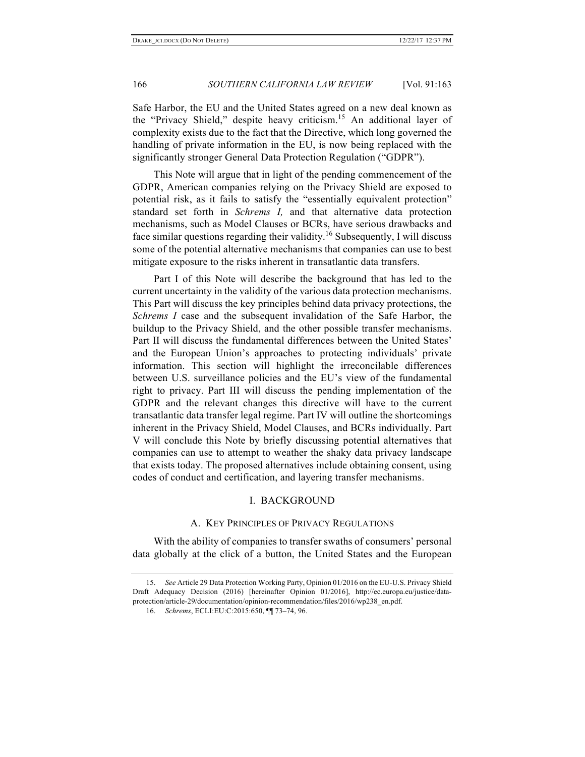Safe Harbor, the EU and the United States agreed on a new deal known as the "Privacy Shield," despite heavy criticism.[15] An additional layer of complexity exists due to the fact that the Directive, which long governed the handling of private information in the EU, is now being replaced with the significantly stronger General Data Protection Regulation ("GDPR").

This Note will argue that in light of the pending commencement of the GDPR, American companies relying on the Privacy Shield are exposed to potential risk, as it fails to satisfy the "essentially equivalent protection" standard set forth in *Schrems I,* and that alternative data protection mechanisms, such as Model Clauses or BCRs, have serious drawbacks and face similar questions regarding their validity.[16] Subsequently, I will discuss some of the potential alternative mechanisms that companies can use to best mitigate exposure to the risks inherent in transatlantic data transfers.

Part I of this Note will describe the background that has led to the current uncertainty in the validity of the various data protection mechanisms. This Part will discuss the key principles behind data privacy protections, the *Schrems I* case and the subsequent invalidation of the Safe Harbor, the buildup to the Privacy Shield, and the other possible transfer mechanisms. Part II will discuss the fundamental differences between the United States' and the European Union's approaches to protecting individuals' private information. This section will highlight the irreconcilable differences between U.S. surveillance policies and the EU's view of the fundamental right to privacy. Part III will discuss the pending implementation of the GDPR and the relevant changes this directive will have to the current transatlantic data transfer legal regime. Part IV will outline the shortcomings inherent in the Privacy Shield, Model Clauses, and BCRs individually. Part V will conclude this Note by briefly discussing potential alternatives that companies can use to attempt to weather the shaky data privacy landscape that exists today. The proposed alternatives include obtaining consent, using codes of conduct and certification, and layering transfer mechanisms.

## I. BACKGROUND

### A. KEY PRINCIPLES OF PRIVACY REGULATIONS

With the ability of companies to transfer swaths of consumers' personal data globally at the click of a button, the United States and the European

---

15. *See* Article 29 Data Protection Working Party, Opinion 01/2016 on the EU-U.S. Privacy Shield Draft Adequacy Decision (2016) [hereinafter Opinion 01/2016], http://ec.europa.eu/justice/data-protection/article-29/documentation/opinion-recommendation/files/2016/wp238_en.pdf.

16. *Schrems*, ECLI:EU:C:2015:650, ¶¶ 73–74, 96.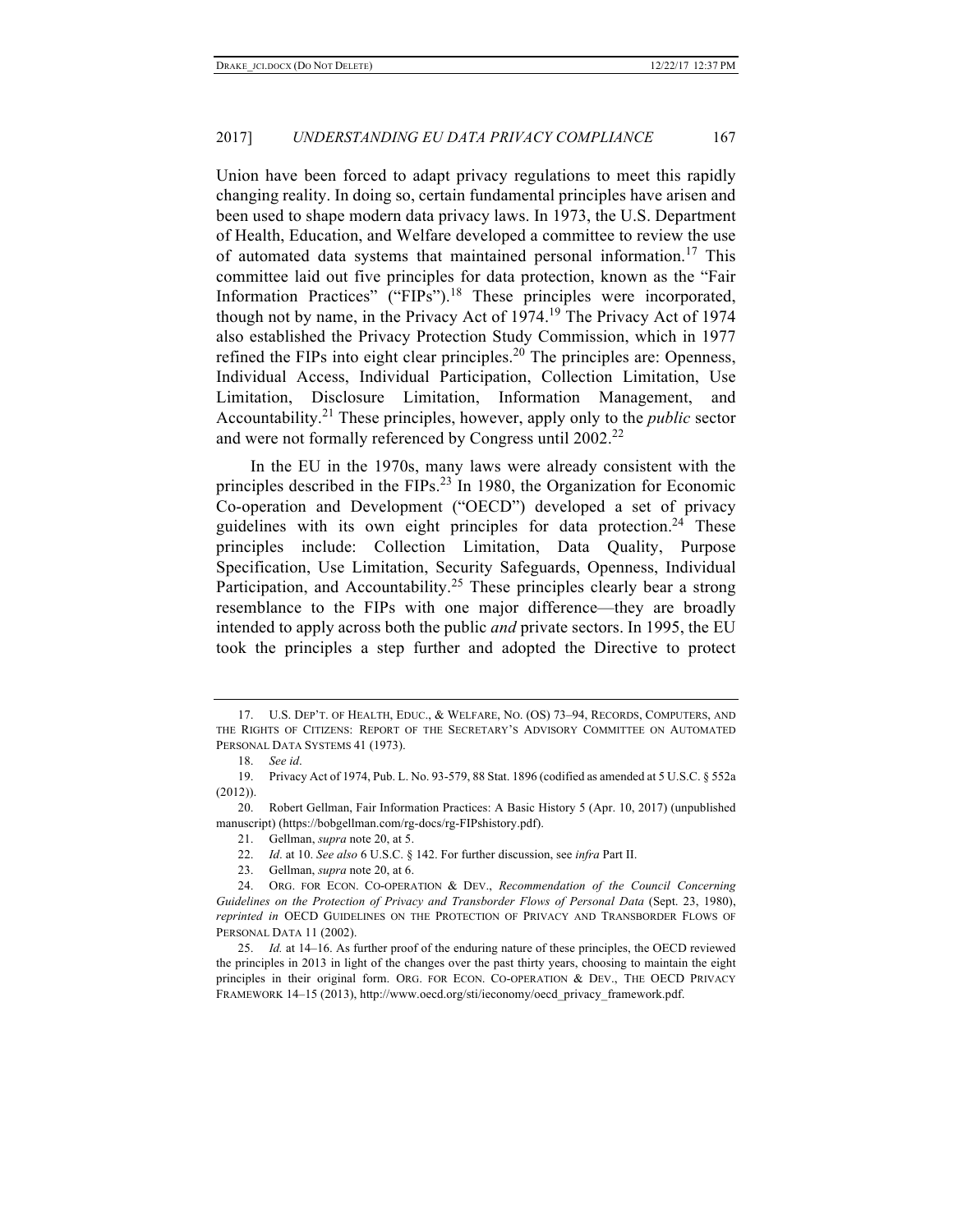Union have been forced to adapt privacy regulations to meet this rapidly changing reality. In doing so, certain fundamental principles have arisen and been used to shape modern data privacy laws. In 1973, the U.S. Department of Health, Education, and Welfare developed a committee to review the use of automated data systems that maintained personal information.[17] This committee laid out five principles for data protection, known as the "Fair Information Practices" ("FIPs").[18] These principles were incorporated, though not by name, in the Privacy Act of 1974.[19] The Privacy Act of 1974 also established the Privacy Protection Study Commission, which in 1977 refined the FIPs into eight clear principles.[20] The principles are: Openness, Individual Access, Individual Participation, Collection Limitation, Use Limitation, Disclosure Limitation, Information Management, and Accountability.[21] These principles, however, apply only to the *public* sector and were not formally referenced by Congress until 2002.[22]

In the EU in the 1970s, many laws were already consistent with the principles described in the FIPs.[23] In 1980, the Organization for Economic Co-operation and Development ("OECD") developed a set of privacy guidelines with its own eight principles for data protection.[24] These principles include: Collection Limitation, Data Quality, Purpose Specification, Use Limitation, Security Safeguards, Openness, Individual Participation, and Accountability.[25] These principles clearly bear a strong resemblance to the FIPs with one major difference—they are broadly intended to apply across both the public *and* private sectors. In 1995, the EU took the principles a step further and adopted the Directive to protect

---

17. U.S. DEP'T. OF HEALTH, EDUC., & WELFARE, NO. (OS) 73–94, RECORDS, COMPUTERS, AND THE RIGHTS OF CITIZENS: REPORT OF THE SECRETARY'S ADVISORY COMMITTEE ON AUTOMATED PERSONAL DATA SYSTEMS 41 (1973).

18. *See id*.

19. Privacy Act of 1974, Pub. L. No. 93-579, 88 Stat. 1896 (codified as amended at 5 U.S.C. § 552a (2012)).

20. Robert Gellman, Fair Information Practices: A Basic History 5 (Apr. 10, 2017) (unpublished manuscript) (https://bobgellman.com/rg-docs/rg-FIPshistory.pdf).

21. Gellman, *supra* note 20, at 5.

22. *Id*. at 10. *See also* 6 U.S.C. § 142. For further discussion, see *infra* Part II.

23. Gellman, *supra* note 20, at 6.

24. ORG. FOR ECON. CO-OPERATION & DEV., *Recommendation of the Council Concerning Guidelines on the Protection of Privacy and Transborder Flows of Personal Data* (Sept. 23, 1980), *reprinted in* OECD GUIDELINES ON THE PROTECTION OF PRIVACY AND TRANSBORDER FLOWS OF PERSONAL DATA 11 (2002).

25. *Id.* at 14–16. As further proof of the enduring nature of these principles, the OECD reviewed the principles in 2013 in light of the changes over the past thirty years, choosing to maintain the eight principles in their original form. ORG. FOR ECON. CO-OPERATION & DEV., THE OECD PRIVACY FRAMEWORK 14–15 (2013), http://www.oecd.org/sti/ieconomy/oecd_privacy_framework.pdf.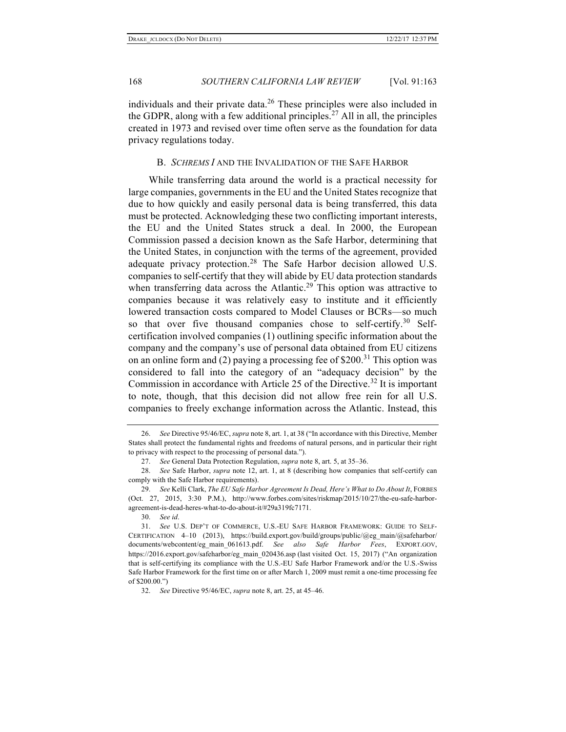individuals and their private data.[26] These principles were also included in the GDPR, along with a few additional principles.[27] All in all, the principles created in 1973 and revised over time often serve as the foundation for data privacy regulations today.

### B. *SCHREMS I* AND THE INVALIDATION OF THE SAFE HARBOR

While transferring data around the world is a practical necessity for large companies, governments in the EU and the United States recognize that due to how quickly and easily personal data is being transferred, this data must be protected. Acknowledging these two conflicting important interests, the EU and the United States struck a deal. In 2000, the European Commission passed a decision known as the Safe Harbor, determining that the United States, in conjunction with the terms of the agreement, provided adequate privacy protection.[28] The Safe Harbor decision allowed U.S. companies to self-certify that they will abide by EU data protection standards when transferring data across the Atlantic.[29] This option was attractive to companies because it was relatively easy to institute and it efficiently lowered transaction costs compared to Model Clauses or BCRs—so much so that over five thousand companies chose to self-certify.[30] Self-certification involved companies (1) outlining specific information about the company and the company's use of personal data obtained from EU citizens on an online form and (2) paying a processing fee of $200.[31] This option was considered to fall into the category of an "adequacy decision" by the Commission in accordance with Article 25 of the Directive.[32] It is important to note, though, that this decision did not allow free rein for all U.S. companies to freely exchange information across the Atlantic. Instead, this

---

26. *See* Directive 95/46/EC, *supra* note 8, art. 1, at 38 ("In accordance with this Directive, Member States shall protect the fundamental rights and freedoms of natural persons, and in particular their right to privacy with respect to the processing of personal data.").

27. *See* General Data Protection Regulation, *supra* note 8, art. 5, at 35–36.

28. *See* Safe Harbor, *supra* note 12, art. 1, at 8 (describing how companies that self-certify can comply with the Safe Harbor requirements).

29. *See* Kelli Clark, *The EU Safe Harbor Agreement Is Dead, Here's What to Do About It*, FORBES (Oct. 27, 2015, 3:30 P.M.), http://www.forbes.com/sites/riskmap/2015/10/27/the-eu-safe-harbor-agreement-is-dead-heres-what-to-do-about-it/#29a319fc7171.

30. *See id*.

31. *See* U.S. DEP'T OF COMMERCE, U.S.-EU SAFE HARBOR FRAMEWORK: GUIDE TO SELF-CERTIFICATION 4–10 (2013), https://build.export.gov/build/groups/public/@eg_main/@safeharbor/documents/webcontent/eg_main_061613.pdf. *See also Safe Harbor Fees*, EXPORT.GOV, https://2016.export.gov/safeharbor/eg_main_020436.asp (last visited Oct. 15, 2017) ("An organization that is self-certifying its compliance with the U.S.-EU Safe Harbor Framework and/or the U.S.-Swiss Safe Harbor Framework for the first time on or after March 1, 2009 must remit a one-time processing fee of $200.00.")

32. *See* Directive 95/46/EC, *supra* note 8, art. 25, at 45–46.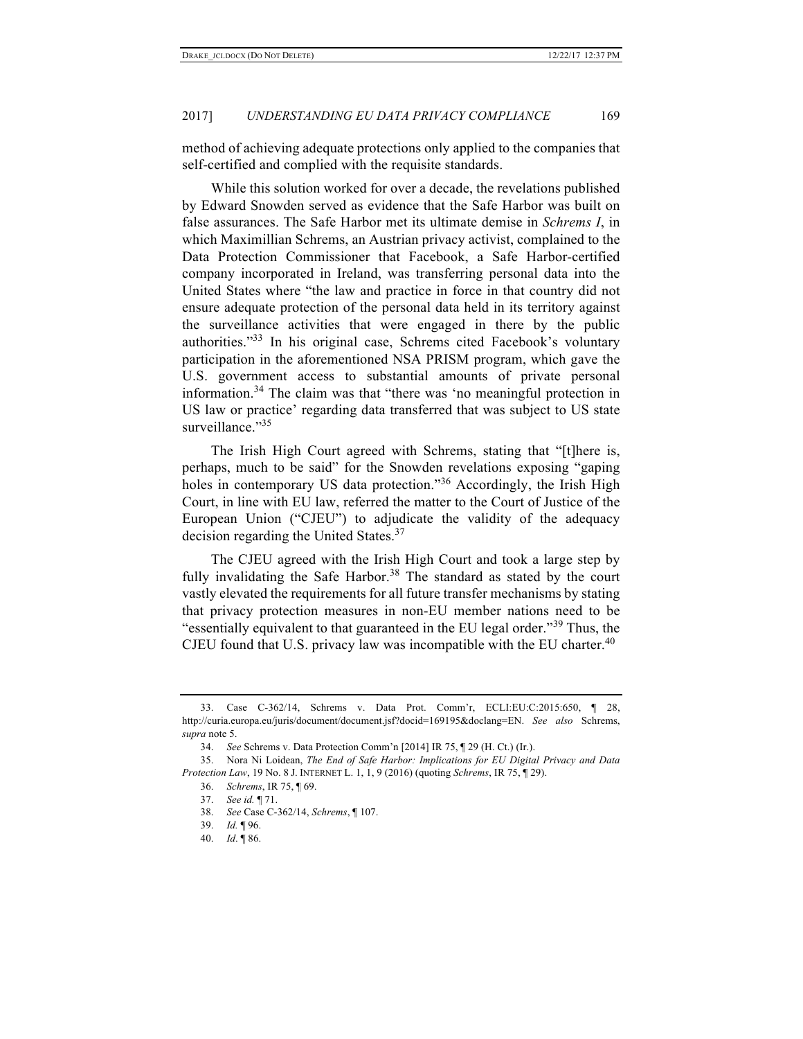method of achieving adequate protections only applied to the companies that self-certified and complied with the requisite standards.

While this solution worked for over a decade, the revelations published by Edward Snowden served as evidence that the Safe Harbor was built on false assurances. The Safe Harbor met its ultimate demise in *Schrems I*, in which Maximillian Schrems, an Austrian privacy activist, complained to the Data Protection Commissioner that Facebook, a Safe Harbor-certified company incorporated in Ireland, was transferring personal data into the United States where "the law and practice in force in that country did not ensure adequate protection of the personal data held in its territory against the surveillance activities that were engaged in there by the public authorities."[33] In his original case, Schrems cited Facebook's voluntary participation in the aforementioned NSA PRISM program, which gave the U.S. government access to substantial amounts of private personal information.[34] The claim was that "there was 'no meaningful protection in US law or practice' regarding data transferred that was subject to US state surveillance."[35]

The Irish High Court agreed with Schrems, stating that "[t]here is, perhaps, much to be said" for the Snowden revelations exposing "gaping holes in contemporary US data protection."[36] Accordingly, the Irish High Court, in line with EU law, referred the matter to the Court of Justice of the European Union ("CJEU") to adjudicate the validity of the adequacy decision regarding the United States.[37]

The CJEU agreed with the Irish High Court and took a large step by fully invalidating the Safe Harbor.[38] The standard as stated by the court vastly elevated the requirements for all future transfer mechanisms by stating that privacy protection measures in non-EU member nations need to be "essentially equivalent to that guaranteed in the EU legal order."[39] Thus, the CJEU found that U.S. privacy law was incompatible with the EU charter.[40]

---

33. Case C-362/14, Schrems v. Data Prot. Comm'r, ECLI:EU:C:2015:650, ¶ 28, http://curia.europa.eu/juris/document/document.jsf?docid=169195&doclang=EN. *See also* Schrems, *supra* note 5.

34. *See* Schrems v. Data Protection Comm'n [2014] IR 75, ¶ 29 (H. Ct.) (Ir.).

35. Nora Ni Loidean, *The End of Safe Harbor: Implications for EU Digital Privacy and Data Protection Law*, 19 No. 8 J. INTERNET L. 1, 1, 9 (2016) (quoting *Schrems*, IR 75, ¶ 29).

36. *Schrems*, IR 75, ¶ 69.

37. *See id.* ¶ 71.

38. *See* Case C-362/14, *Schrems*, ¶ 107.

39. *Id.* ¶ 96.

40. *Id*. ¶ 86.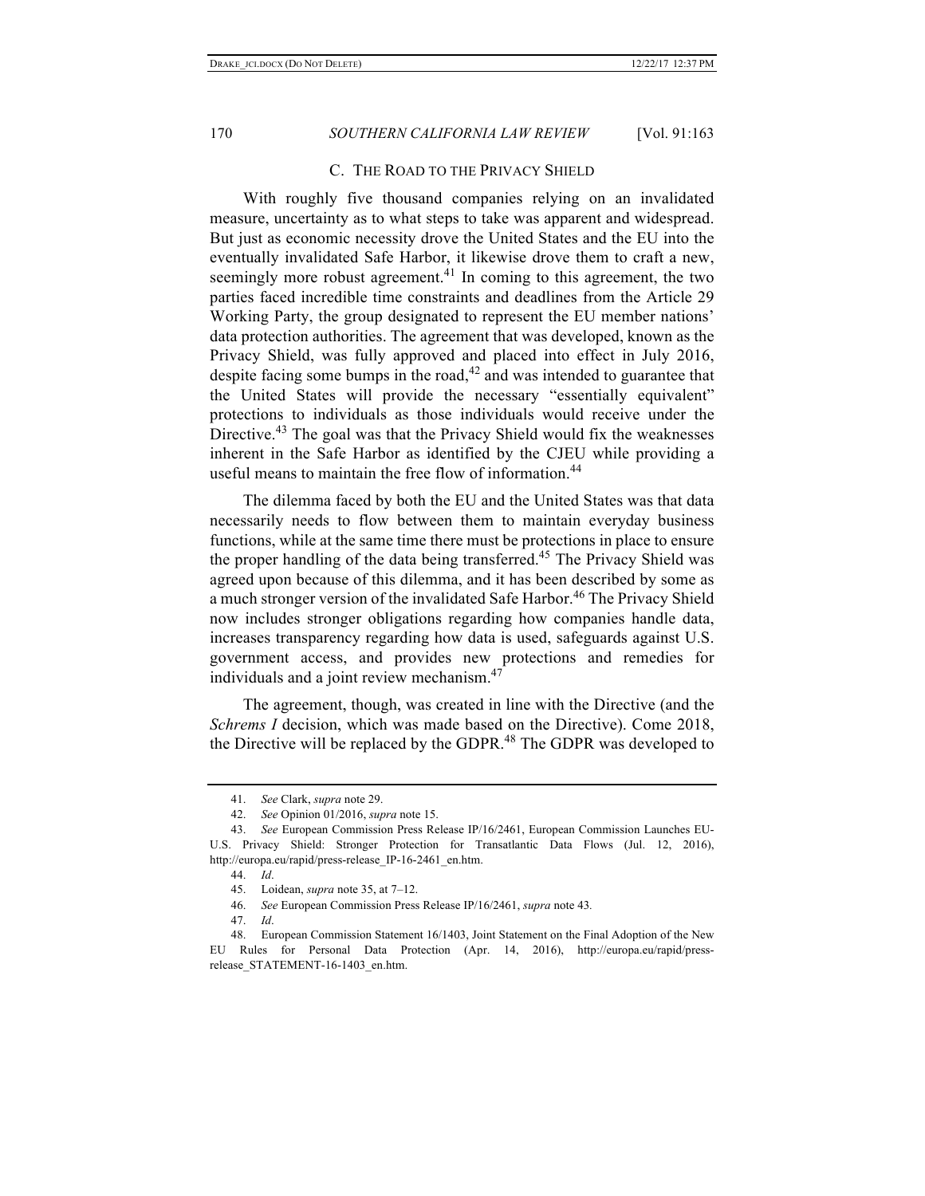### C. THE ROAD TO THE PRIVACY SHIELD

With roughly five thousand companies relying on an invalidated measure, uncertainty as to what steps to take was apparent and widespread. But just as economic necessity drove the United States and the EU into the eventually invalidated Safe Harbor, it likewise drove them to craft a new, seemingly more robust agreement.[41] In coming to this agreement, the two parties faced incredible time constraints and deadlines from the Article 29 Working Party, the group designated to represent the EU member nations' data protection authorities. The agreement that was developed, known as the Privacy Shield, was fully approved and placed into effect in July 2016, despite facing some bumps in the road,[42] and was intended to guarantee that the United States will provide the necessary "essentially equivalent" protections to individuals as those individuals would receive under the Directive.[43] The goal was that the Privacy Shield would fix the weaknesses inherent in the Safe Harbor as identified by the CJEU while providing a useful means to maintain the free flow of information.[44]

The dilemma faced by both the EU and the United States was that data necessarily needs to flow between them to maintain everyday business functions, while at the same time there must be protections in place to ensure the proper handling of the data being transferred.[45] The Privacy Shield was agreed upon because of this dilemma, and it has been described by some as a much stronger version of the invalidated Safe Harbor.[46] The Privacy Shield now includes stronger obligations regarding how companies handle data, increases transparency regarding how data is used, safeguards against U.S. government access, and provides new protections and remedies for individuals and a joint review mechanism.[47]

The agreement, though, was created in line with the Directive (and the *Schrems I* decision, which was made based on the Directive). Come 2018, the Directive will be replaced by the GDPR.[48] The GDPR was developed to

---

41. *See* Clark, *supra* note 29.

42. *See* Opinion 01/2016, *supra* note 15.

43. *See* European Commission Press Release IP/16/2461, European Commission Launches EU-U.S. Privacy Shield: Stronger Protection for Transatlantic Data Flows (Jul. 12, 2016), http://europa.eu/rapid/press-release_IP-16-2461_en.htm.

44. *Id*.

45. Loidean, *supra* note 35, at 7–12.

46. *See* European Commission Press Release IP/16/2461, *supra* note 43.

47. *Id*.

48. European Commission Statement 16/1403, Joint Statement on the Final Adoption of the New EU Rules for Personal Data Protection (Apr. 14, 2016), http://europa.eu/rapid/press-release_STATEMENT-16-1403_en.htm.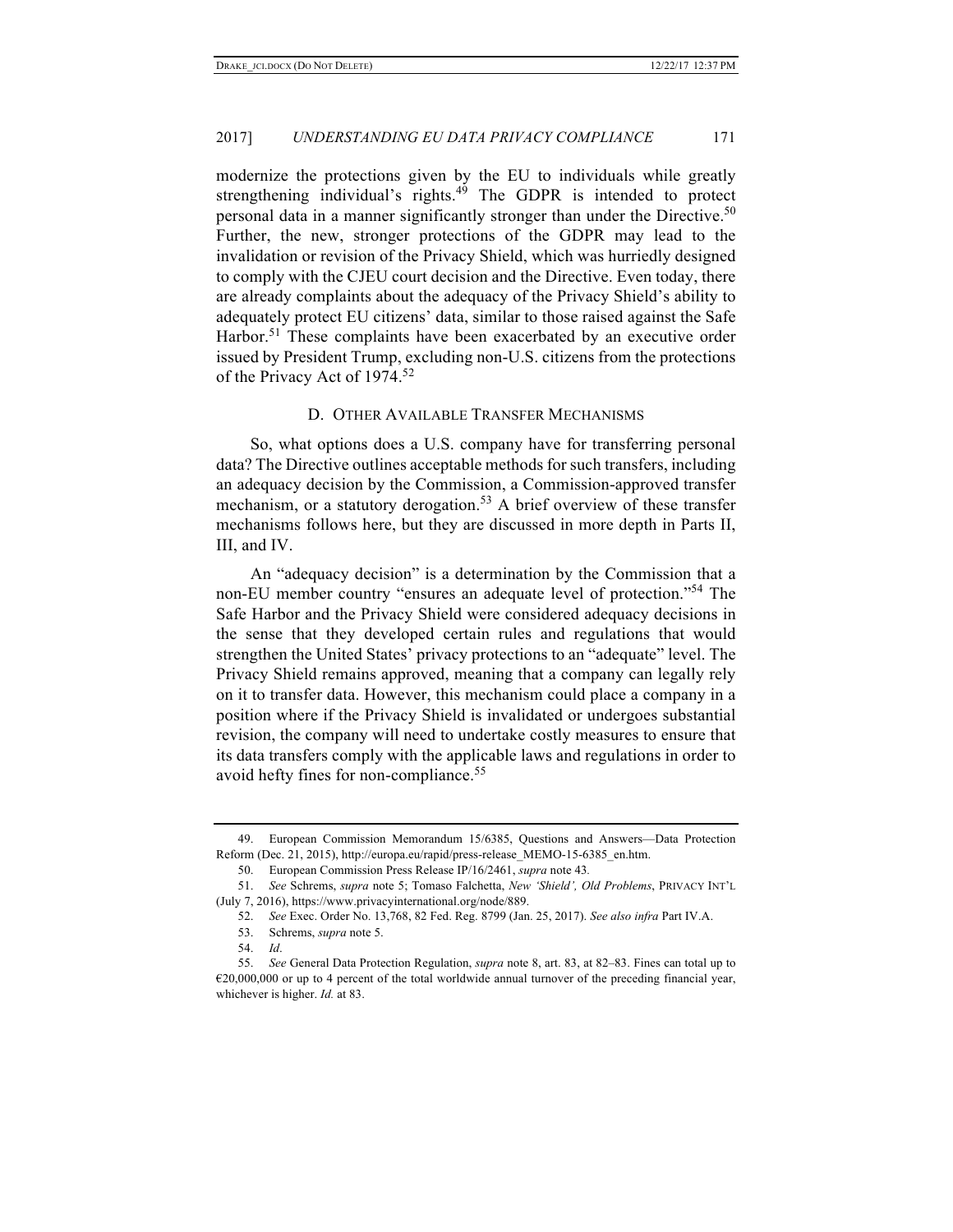modernize the protections given by the EU to individuals while greatly strengthening individual's rights.[49] The GDPR is intended to protect personal data in a manner significantly stronger than under the Directive.[50] Further, the new, stronger protections of the GDPR may lead to the invalidation or revision of the Privacy Shield, which was hurriedly designed to comply with the CJEU court decision and the Directive. Even today, there are already complaints about the adequacy of the Privacy Shield's ability to adequately protect EU citizens' data, similar to those raised against the Safe Harbor.[51] These complaints have been exacerbated by an executive order issued by President Trump, excluding non-U.S. citizens from the protections of the Privacy Act of 1974.[52]

### D. Other Available Transfer Mechanisms

So, what options does a U.S. company have for transferring personal data? The Directive outlines acceptable methods for such transfers, including an adequacy decision by the Commission, a Commission-approved transfer mechanism, or a statutory derogation.[53] A brief overview of these transfer mechanisms follows here, but they are discussed in more depth in Parts II, III, and IV.

An "adequacy decision" is a determination by the Commission that a non-EU member country "ensures an adequate level of protection."[54] The Safe Harbor and the Privacy Shield were considered adequacy decisions in the sense that they developed certain rules and regulations that would strengthen the United States' privacy protections to an "adequate" level. The Privacy Shield remains approved, meaning that a company can legally rely on it to transfer data. However, this mechanism could place a company in a position where if the Privacy Shield is invalidated or undergoes substantial revision, the company will need to undertake costly measures to ensure that its data transfers comply with the applicable laws and regulations in order to avoid hefty fines for non-compliance.[55]

---

49. European Commission Memorandum 15/6385, Questions and Answers—Data Protection Reform (Dec. 21, 2015), http://europa.eu/rapid/press-release_MEMO-15-6385_en.htm.

50. European Commission Press Release IP/16/2461, *supra* note 43.

51. *See* Schrems, *supra* note 5; Tomaso Falchetta, *New 'Shield', Old Problems*, PRIVACY INT'L (July 7, 2016), https://www.privacyinternational.org/node/889.

52. *See* Exec. Order No. 13,768, 82 Fed. Reg. 8799 (Jan. 25, 2017). *See also infra* Part IV.A.

53. Schrems, *supra* note 5.

54. *Id*.

55. *See* General Data Protection Regulation, *supra* note 8, art. 83, at 82–83. Fines can total up to €20,000,000 or up to 4 percent of the total worldwide annual turnover of the preceding financial year, whichever is higher. *Id.* at 83.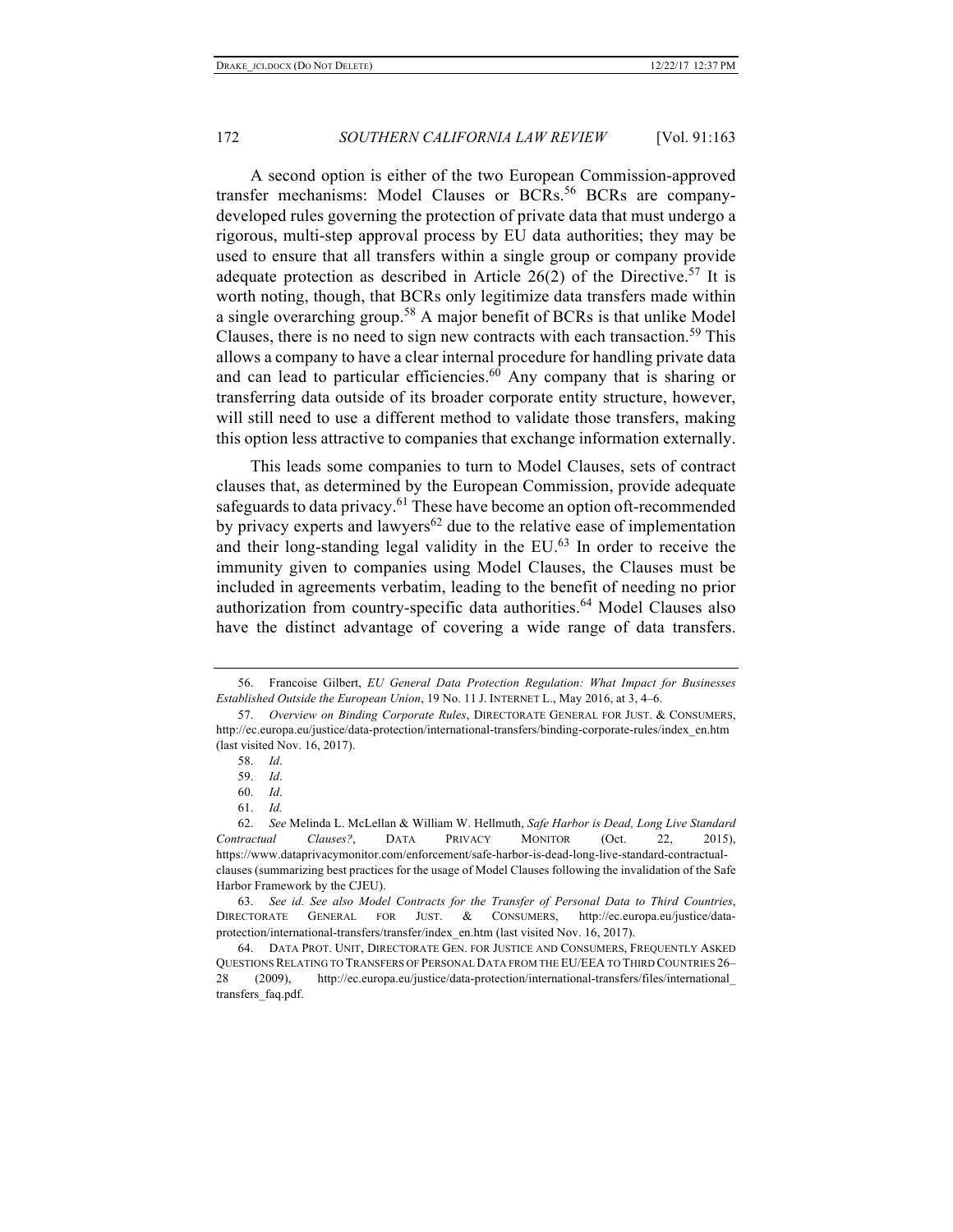A second option is either of the two European Commission-approved transfer mechanisms: Model Clauses or BCRs.[56] BCRs are company-developed rules governing the protection of private data that must undergo a rigorous, multi-step approval process by EU data authorities; they may be used to ensure that all transfers within a single group or company provide adequate protection as described in Article 26(2) of the Directive.[57] It is worth noting, though, that BCRs only legitimize data transfers made within a single overarching group.[58] A major benefit of BCRs is that unlike Model Clauses, there is no need to sign new contracts with each transaction.[59] This allows a company to have a clear internal procedure for handling private data and can lead to particular efficiencies.[60] Any company that is sharing or transferring data outside of its broader corporate entity structure, however, will still need to use a different method to validate those transfers, making this option less attractive to companies that exchange information externally.

This leads some companies to turn to Model Clauses, sets of contract clauses that, as determined by the European Commission, provide adequate safeguards to data privacy.[61] These have become an option oft-recommended by privacy experts and lawyers[62] due to the relative ease of implementation and their long-standing legal validity in the EU.[63] In order to receive the immunity given to companies using Model Clauses, the Clauses must be included in agreements verbatim, leading to the benefit of needing no prior authorization from country-specific data authorities.[64] Model Clauses also have the distinct advantage of covering a wide range of data transfers.

---

56. Francoise Gilbert, *EU General Data Protection Regulation: What Impact for Businesses Established Outside the European Union*, 19 No. 11 J. INTERNET L., May 2016, at 3, 4–6.

57. *Overview on Binding Corporate Rules*, DIRECTORATE GENERAL FOR JUST. & CONSUMERS, http://ec.europa.eu/justice/data-protection/international-transfers/binding-corporate-rules/index_en.htm (last visited Nov. 16, 2017).

58. *Id*.

59. *Id*.

60. *Id*.

61. *Id.*

62. *See* Melinda L. McLellan & William W. Hellmuth, *Safe Harbor is Dead, Long Live Standard Contractual Clauses?*, DATA PRIVACY MONITOR (Oct. 22, 2015), https://www.dataprivacymonitor.com/enforcement/safe-harbor-is-dead-long-live-standard-contractual-clauses (summarizing best practices for the usage of Model Clauses following the invalidation of the Safe Harbor Framework by the CJEU).

63. *See id. See also Model Contracts for the Transfer of Personal Data to Third Countries*, DIRECTORATE GENERAL FOR JUST. & CONSUMERS, http://ec.europa.eu/justice/data-protection/international-transfers/transfer/index_en.htm (last visited Nov. 16, 2017).

64. DATA PROT. UNIT, DIRECTORATE GEN. FOR JUSTICE AND CONSUMERS, FREQUENTLY ASKED QUESTIONS RELATING TO TRANSFERS OF PERSONAL DATA FROM THE EU/EEA TO THIRD COUNTRIES 26–28 (2009), http://ec.europa.eu/justice/data-protection/international-transfers/files/international_transfers_faq.pdf.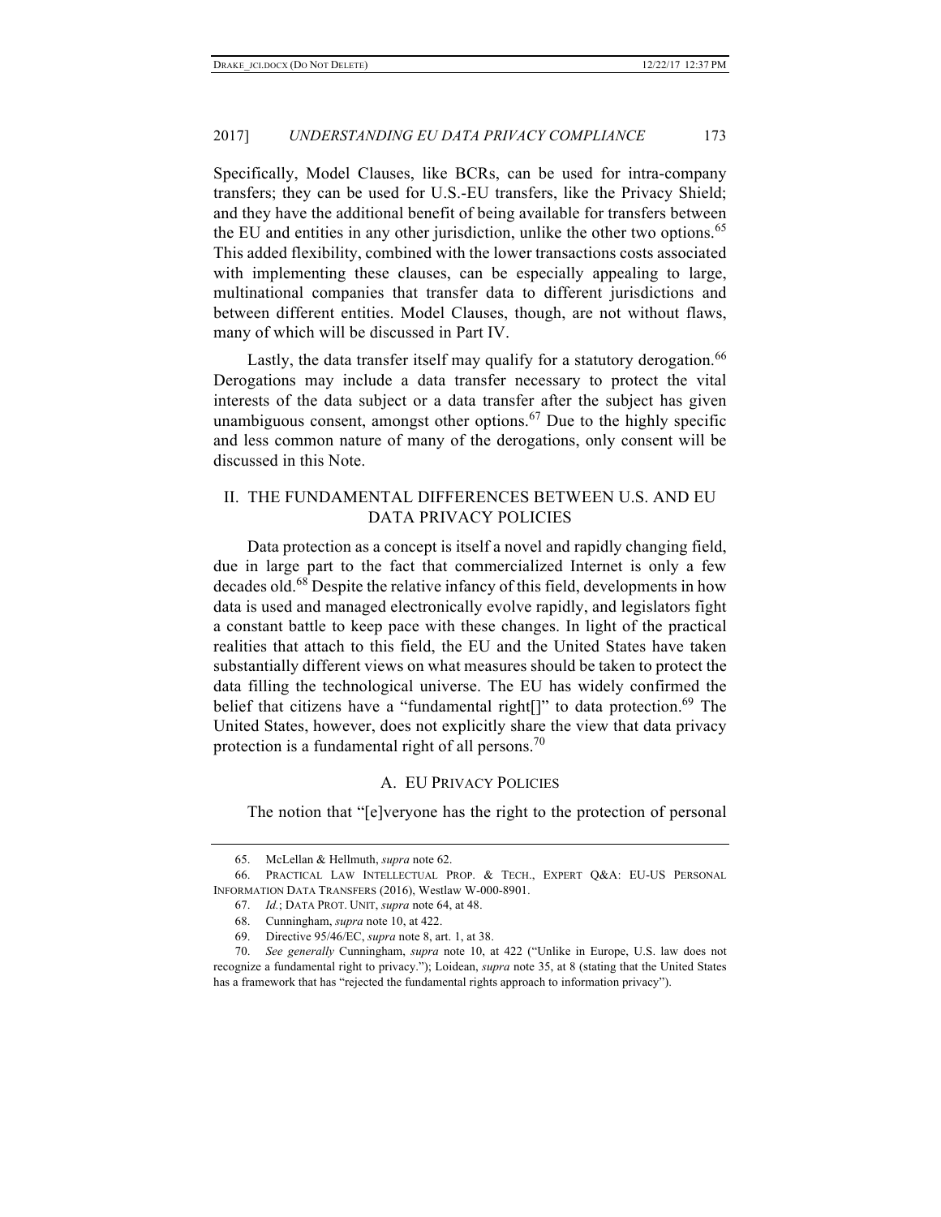Specifically, Model Clauses, like BCRs, can be used for intra-company transfers; they can be used for U.S.-EU transfers, like the Privacy Shield; and they have the additional benefit of being available for transfers between the EU and entities in any other jurisdiction, unlike the other two options.[65] This added flexibility, combined with the lower transactions costs associated with implementing these clauses, can be especially appealing to large, multinational companies that transfer data to different jurisdictions and between different entities. Model Clauses, though, are not without flaws, many of which will be discussed in Part IV.

Lastly, the data transfer itself may qualify for a statutory derogation.[66] Derogations may include a data transfer necessary to protect the vital interests of the data subject or a data transfer after the subject has given unambiguous consent, amongst other options.[67] Due to the highly specific and less common nature of many of the derogations, only consent will be discussed in this Note.

## II. THE FUNDAMENTAL DIFFERENCES BETWEEN U.S. AND EU DATA PRIVACY POLICIES

Data protection as a concept is itself a novel and rapidly changing field, due in large part to the fact that commercialized Internet is only a few decades old.[68] Despite the relative infancy of this field, developments in how data is used and managed electronically evolve rapidly, and legislators fight a constant battle to keep pace with these changes. In light of the practical realities that attach to this field, the EU and the United States have taken substantially different views on what measures should be taken to protect the data filling the technological universe. The EU has widely confirmed the belief that citizens have a "fundamental right[]" to data protection.[69] The United States, however, does not explicitly share the view that data privacy protection is a fundamental right of all persons.[70]

### A. EU PRIVACY POLICIES

The notion that "[e]veryone has the right to the protection of personal

---

65. McLellan & Hellmuth, *supra* note 62.

66. PRACTICAL LAW INTELLECTUAL PROP. & TECH., EXPERT Q&A: EU-US PERSONAL INFORMATION DATA TRANSFERS (2016), Westlaw W-000-8901.

67. *Id.*; DATA PROT. UNIT, *supra* note 64, at 48.

68. Cunningham, *supra* note 10, at 422.

69. Directive 95/46/EC, *supra* note 8, art. 1, at 38.

70. *See generally* Cunningham, *supra* note 10, at 422 ("Unlike in Europe, U.S. law does not recognize a fundamental right to privacy."); Loidean, *supra* note 35, at 8 (stating that the United States has a framework that has "rejected the fundamental rights approach to information privacy").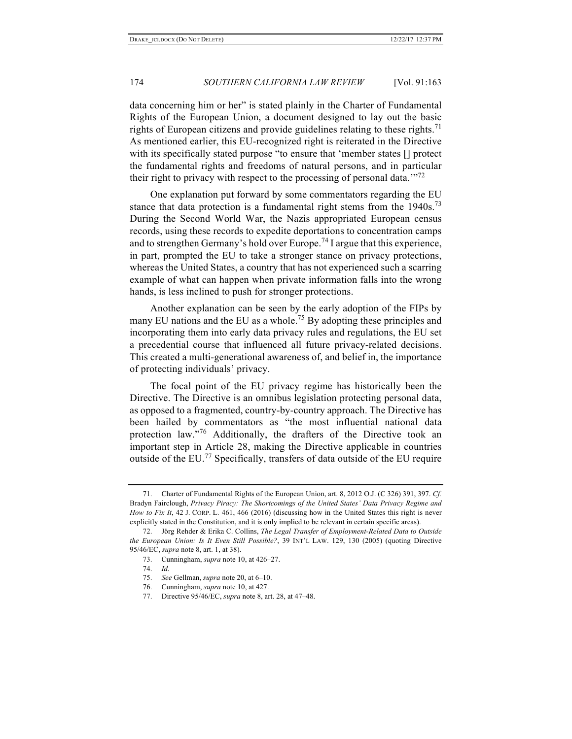data concerning him or her" is stated plainly in the Charter of Fundamental Rights of the European Union, a document designed to lay out the basic rights of European citizens and provide guidelines relating to these rights.[71] As mentioned earlier, this EU-recognized right is reiterated in the Directive with its specifically stated purpose "to ensure that 'member states [] protect the fundamental rights and freedoms of natural persons, and in particular their right to privacy with respect to the processing of personal data.'"[72]

One explanation put forward by some commentators regarding the EU stance that data protection is a fundamental right stems from the 1940s.[73] During the Second World War, the Nazis appropriated European census records, using these records to expedite deportations to concentration camps and to strengthen Germany's hold over Europe.[74] I argue that this experience, in part, prompted the EU to take a stronger stance on privacy protections, whereas the United States, a country that has not experienced such a scarring example of what can happen when private information falls into the wrong hands, is less inclined to push for stronger protections.

Another explanation can be seen by the early adoption of the FIPs by many EU nations and the EU as a whole.[75] By adopting these principles and incorporating them into early data privacy rules and regulations, the EU set a precedential course that influenced all future privacy-related decisions. This created a multi-generational awareness of, and belief in, the importance of protecting individuals' privacy.

The focal point of the EU privacy regime has historically been the Directive. The Directive is an omnibus legislation protecting personal data, as opposed to a fragmented, country-by-country approach. The Directive has been hailed by commentators as "the most influential national data protection law."[76] Additionally, the drafters of the Directive took an important step in Article 28, making the Directive applicable in countries outside of the EU.[77] Specifically, transfers of data outside of the EU require

---

71. Charter of Fundamental Rights of the European Union, art. 8, 2012 O.J. (C 326) 391, 397. *Cf.* Bradyn Fairclough, *Privacy Piracy: The Shortcomings of the United States' Data Privacy Regime and How to Fix It*, 42 J. CORP. L. 461, 466 (2016) (discussing how in the United States this right is never explicitly stated in the Constitution, and it is only implied to be relevant in certain specific areas).

72. Jörg Rehder & Erika C. Collins, *The Legal Transfer of Employment-Related Data to Outside the European Union: Is It Even Still Possible?*, 39 INT'L LAW. 129, 130 (2005) (quoting Directive 95/46/EC, *supra* note 8, art. 1, at 38).

73. Cunningham, *supra* note 10, at 426–27.

74. *Id*.

75. *See* Gellman, *supra* note 20, at 6–10.

76. Cunningham, *supra* note 10, at 427.

77. Directive 95/46/EC, *supra* note 8, art. 28, at 47–48.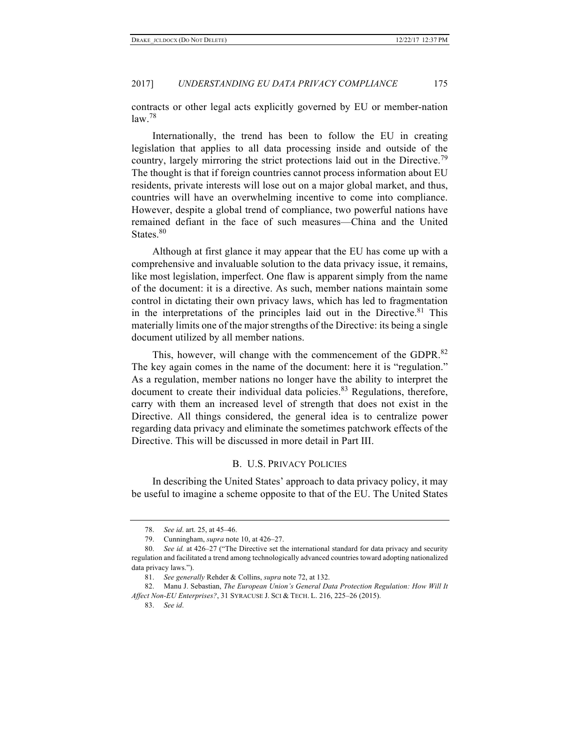contracts or other legal acts explicitly governed by EU or member-nation law.[78]

Internationally, the trend has been to follow the EU in creating legislation that applies to all data processing inside and outside of the country, largely mirroring the strict protections laid out in the Directive.[79] The thought is that if foreign countries cannot process information about EU residents, private interests will lose out on a major global market, and thus, countries will have an overwhelming incentive to come into compliance. However, despite a global trend of compliance, two powerful nations have remained defiant in the face of such measures—China and the United States.[80]

Although at first glance it may appear that the EU has come up with a comprehensive and invaluable solution to the data privacy issue, it remains, like most legislation, imperfect. One flaw is apparent simply from the name of the document: it is a directive. As such, member nations maintain some control in dictating their own privacy laws, which has led to fragmentation in the interpretations of the principles laid out in the Directive.[81] This materially limits one of the major strengths of the Directive: its being a single document utilized by all member nations.

This, however, will change with the commencement of the GDPR.[82] The key again comes in the name of the document: here it is "regulation." As a regulation, member nations no longer have the ability to interpret the document to create their individual data policies.[83] Regulations, therefore, carry with them an increased level of strength that does not exist in the Directive. All things considered, the general idea is to centralize power regarding data privacy and eliminate the sometimes patchwork effects of the Directive. This will be discussed in more detail in Part III.

### B. U.S. Privacy Policies

In describing the United States' approach to data privacy policy, it may be useful to imagine a scheme opposite to that of the EU. The United States

---

78. *See id*. art. 25, at 45–46.

79. Cunningham, *supra* note 10, at 426–27.

80. *See id.* at 426–27 ("The Directive set the international standard for data privacy and security regulation and facilitated a trend among technologically advanced countries toward adopting nationalized data privacy laws.").

81. *See generally* Rehder & Collins, *supra* note 72, at 132.

82. Manu J. Sebastian, *The European Union's General Data Protection Regulation: How Will It Affect Non-EU Enterprises?*, 31 Syracuse J. Sci & Tech. L. 216, 225–26 (2015).

83. *See id*.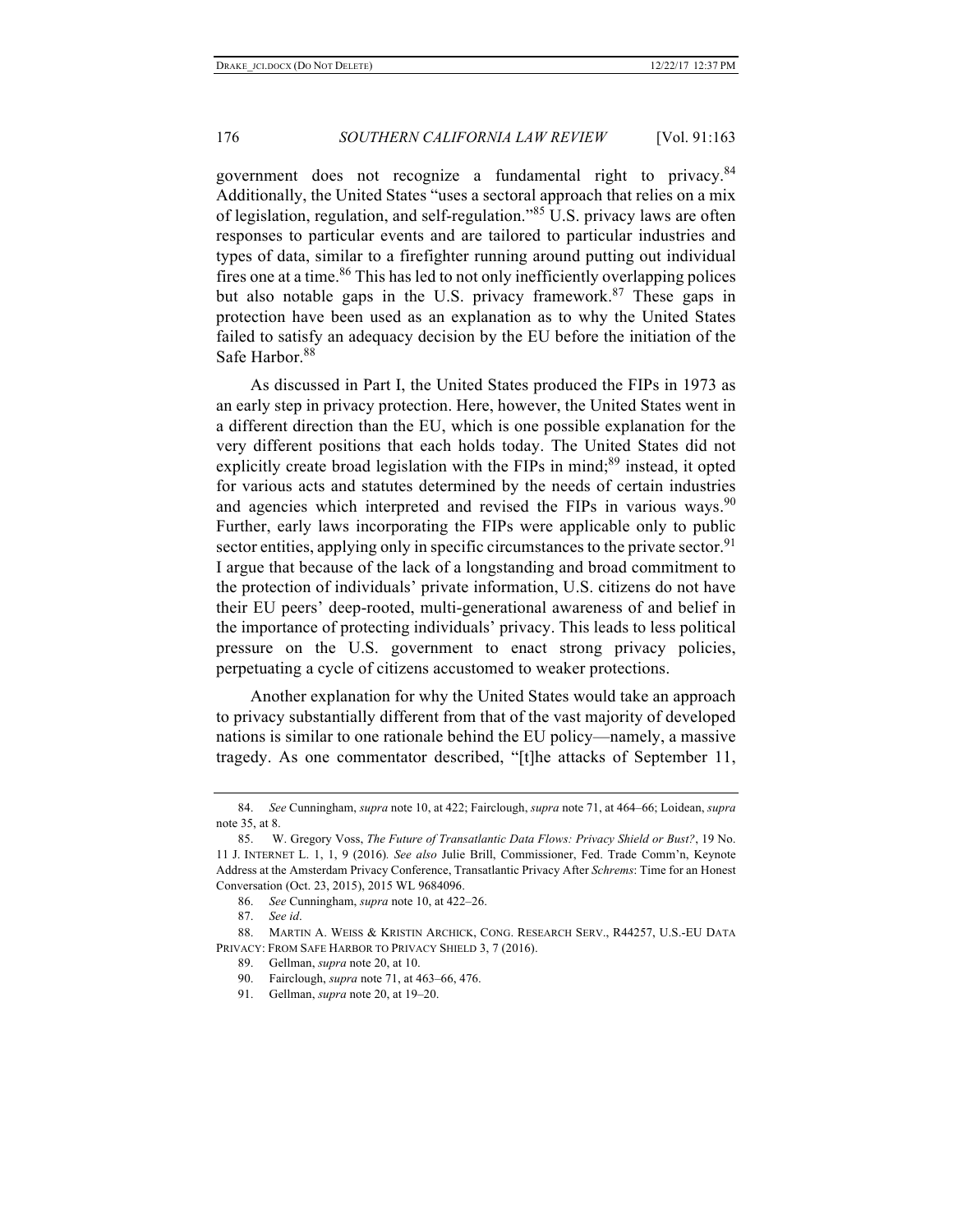government does not recognize a fundamental right to privacy.[84] Additionally, the United States "uses a sectoral approach that relies on a mix of legislation, regulation, and self-regulation."[85] U.S. privacy laws are often responses to particular events and are tailored to particular industries and types of data, similar to a firefighter running around putting out individual fires one at a time.[86] This has led to not only inefficiently overlapping polices but also notable gaps in the U.S. privacy framework.[87] These gaps in protection have been used as an explanation as to why the United States failed to satisfy an adequacy decision by the EU before the initiation of the Safe Harbor.[88]

As discussed in Part I, the United States produced the FIPs in 1973 as an early step in privacy protection. Here, however, the United States went in a different direction than the EU, which is one possible explanation for the very different positions that each holds today. The United States did not explicitly create broad legislation with the FIPs in mind;[89] instead, it opted for various acts and statutes determined by the needs of certain industries and agencies which interpreted and revised the FIPs in various ways.[90] Further, early laws incorporating the FIPs were applicable only to public sector entities, applying only in specific circumstances to the private sector.[91] I argue that because of the lack of a longstanding and broad commitment to the protection of individuals' private information, U.S. citizens do not have their EU peers' deep-rooted, multi-generational awareness of and belief in the importance of protecting individuals' privacy. This leads to less political pressure on the U.S. government to enact strong privacy policies, perpetuating a cycle of citizens accustomed to weaker protections.

Another explanation for why the United States would take an approach to privacy substantially different from that of the vast majority of developed nations is similar to one rationale behind the EU policy—namely, a massive tragedy. As one commentator described, "[t]he attacks of September 11,

---

84. *See* Cunningham, *supra* note 10, at 422; Fairclough, *supra* note 71, at 464–66; Loidean, *supra* note 35, at 8.

85. W. Gregory Voss, *The Future of Transatlantic Data Flows: Privacy Shield or Bust?*, 19 No. 11 J. INTERNET L. 1, 1, 9 (2016). *See also* Julie Brill, Commissioner, Fed. Trade Comm'n, Keynote Address at the Amsterdam Privacy Conference, Transatlantic Privacy After *Schrems*: Time for an Honest Conversation (Oct. 23, 2015), 2015 WL 9684096.

86. *See* Cunningham, *supra* note 10, at 422–26.

87. *See id*.

88. MARTIN A. WEISS & KRISTIN ARCHICK, CONG. RESEARCH SERV., R44257, U.S.-EU DATA PRIVACY: FROM SAFE HARBOR TO PRIVACY SHIELD 3, 7 (2016).

89. Gellman, *supra* note 20, at 10.

90. Fairclough, *supra* note 71, at 463–66, 476.

91. Gellman, *supra* note 20, at 19–20.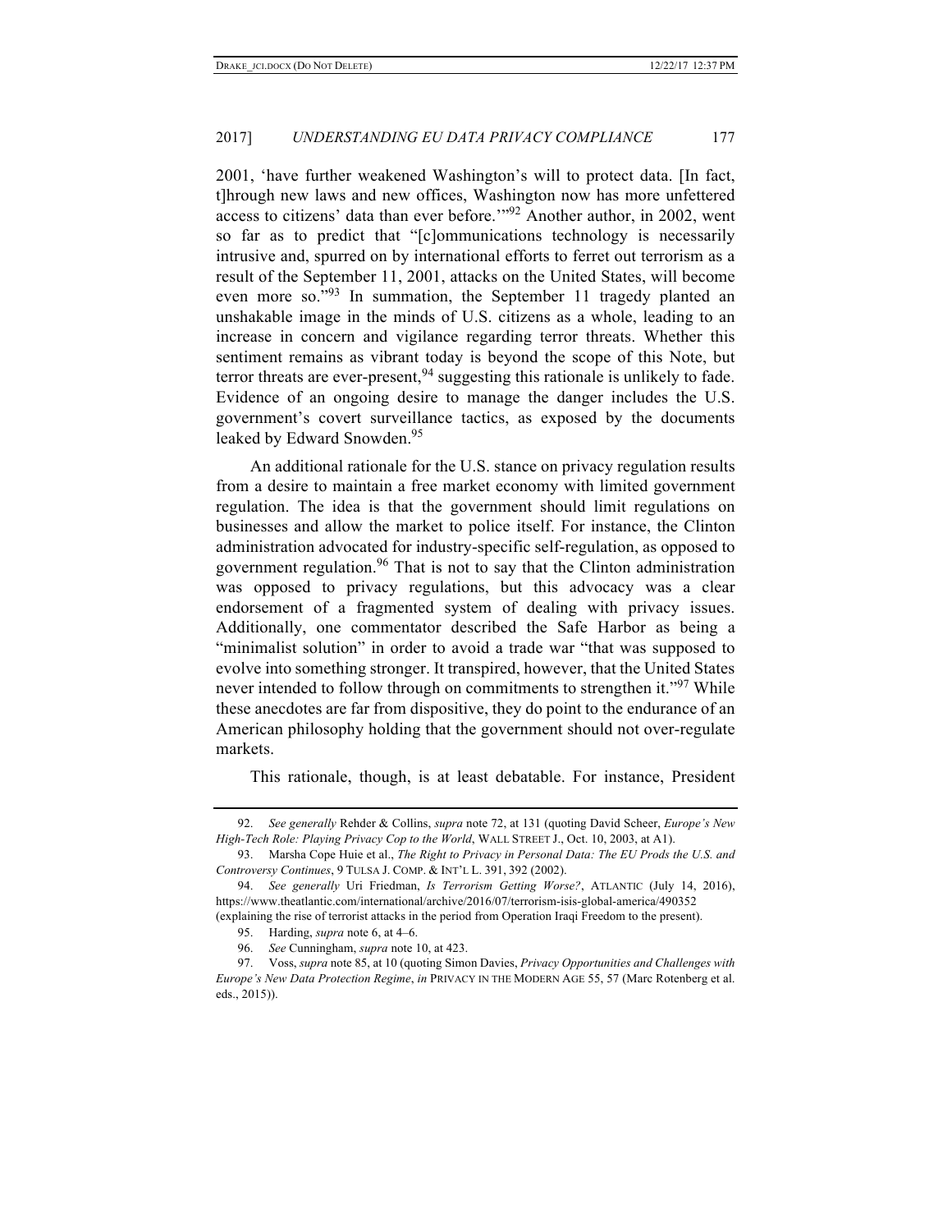2001, 'have further weakened Washington's will to protect data. [In fact, t]hrough new laws and new offices, Washington now has more unfettered access to citizens' data than ever before.'"[92] Another author, in 2002, went so far as to predict that "[c]ommunications technology is necessarily intrusive and, spurred on by international efforts to ferret out terrorism as a result of the September 11, 2001, attacks on the United States, will become even more so."[93] In summation, the September 11 tragedy planted an unshakable image in the minds of U.S. citizens as a whole, leading to an increase in concern and vigilance regarding terror threats. Whether this sentiment remains as vibrant today is beyond the scope of this Note, but terror threats are ever-present,[94] suggesting this rationale is unlikely to fade. Evidence of an ongoing desire to manage the danger includes the U.S. government's covert surveillance tactics, as exposed by the documents leaked by Edward Snowden.[95]

An additional rationale for the U.S. stance on privacy regulation results from a desire to maintain a free market economy with limited government regulation. The idea is that the government should limit regulations on businesses and allow the market to police itself. For instance, the Clinton administration advocated for industry-specific self-regulation, as opposed to government regulation.[96] That is not to say that the Clinton administration was opposed to privacy regulations, but this advocacy was a clear endorsement of a fragmented system of dealing with privacy issues. Additionally, one commentator described the Safe Harbor as being a "minimalist solution" in order to avoid a trade war "that was supposed to evolve into something stronger. It transpired, however, that the United States never intended to follow through on commitments to strengthen it."[97] While these anecdotes are far from dispositive, they do point to the endurance of an American philosophy holding that the government should not over-regulate markets.

This rationale, though, is at least debatable. For instance, President

---

92. *See generally* Rehder & Collins, *supra* note 72, at 131 (quoting David Scheer, *Europe's New High-Tech Role: Playing Privacy Cop to the World*, WALL STREET J., Oct. 10, 2003, at A1).

93. Marsha Cope Huie et al., *The Right to Privacy in Personal Data: The EU Prods the U.S. and Controversy Continues*, 9 TULSA J. COMP. & INT'L L. 391, 392 (2002).

94. *See generally* Uri Friedman, *Is Terrorism Getting Worse?*, ATLANTIC (July 14, 2016), https://www.theatlantic.com/international/archive/2016/07/terrorism-isis-global-america/490352 (explaining the rise of terrorist attacks in the period from Operation Iraqi Freedom to the present).

95. Harding, *supra* note 6, at 4–6.

96. *See* Cunningham, *supra* note 10, at 423.

97. Voss, *supra* note 85, at 10 (quoting Simon Davies, *Privacy Opportunities and Challenges with Europe's New Data Protection Regime*, *in* PRIVACY IN THE MODERN AGE 55, 57 (Marc Rotenberg et al. eds., 2015)).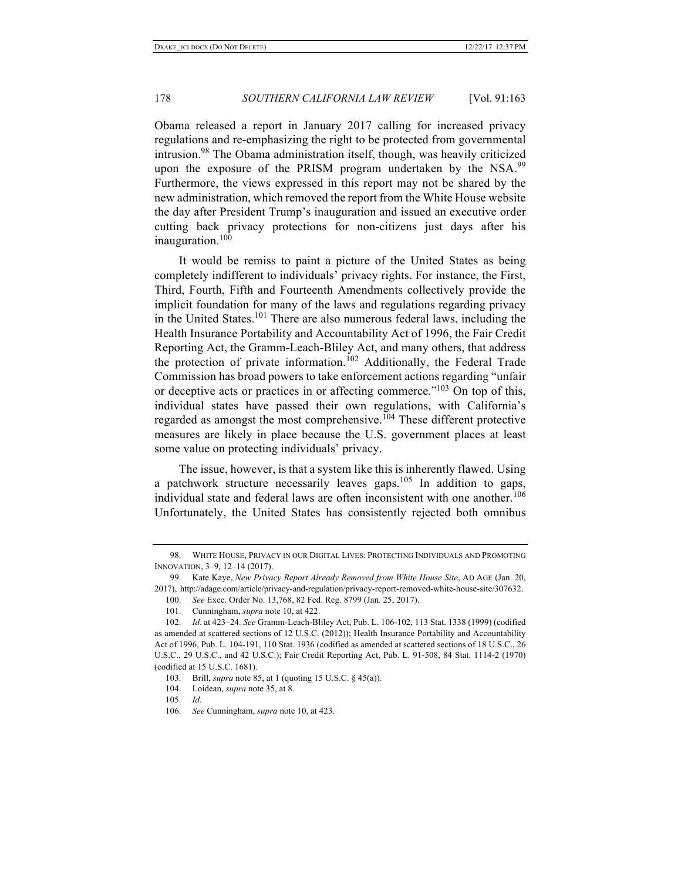Obama released a report in January 2017 calling for increased privacy regulations and re-emphasizing the right to be protected from governmental intrusion.[98] The Obama administration itself, though, was heavily criticized upon the exposure of the PRISM program undertaken by the NSA.[99] Furthermore, the views expressed in this report may not be shared by the new administration, which removed the report from the White House website the day after President Trump's inauguration and issued an executive order cutting back privacy protections for non-citizens just days after his inauguration.[100]

It would be remiss to paint a picture of the United States as being completely indifferent to individuals' privacy rights. For instance, the First, Third, Fourth, Fifth and Fourteenth Amendments collectively provide the implicit foundation for many of the laws and regulations regarding privacy in the United States.[101] There are also numerous federal laws, including the Health Insurance Portability and Accountability Act of 1996, the Fair Credit Reporting Act, the Gramm-Leach-Bliley Act, and many others, that address the protection of private information.[102] Additionally, the Federal Trade Commission has broad powers to take enforcement actions regarding "unfair or deceptive acts or practices in or affecting commerce."[103] On top of this, individual states have passed their own regulations, with California's regarded as amongst the most comprehensive.[104] These different protective measures are likely in place because the U.S. government places at least some value on protecting individuals' privacy.

The issue, however, is that a system like this is inherently flawed. Using a patchwork structure necessarily leaves gaps.[105] In addition to gaps, individual state and federal laws are often inconsistent with one another.[106] Unfortunately, the United States has consistently rejected both omnibus

---

98. WHITE HOUSE, PRIVACY IN OUR DIGITAL LIVES: PROTECTING INDIVIDUALS AND PROMOTING INNOVATION, 3–9, 12–14 (2017).

99. Kate Kaye, *New Privacy Report Already Removed from White House Site*, AD AGE (Jan. 20, 2017), http://adage.com/article/privacy-and-regulation/privacy-report-removed-white-house-site/307632.

100. *See* Exec. Order No. 13,768, 82 Fed. Reg. 8799 (Jan. 25, 2017).

101. Cunningham, *supra* note 10, at 422.

102. *Id*. at 423–24. *See* Gramm-Leach-Bliley Act, Pub. L. 106-102, 113 Stat. 1338 (1999) (codified as amended at scattered sections of 12 U.S.C. (2012)); Health Insurance Portability and Accountability Act of 1996, Pub. L. 104-191, 110 Stat. 1936 (codified as amended at scattered sections of 18 U.S.C., 26 U.S.C., 29 U.S.C., and 42 U.S.C.); Fair Credit Reporting Act, Pub. L. 91-508, 84 Stat. 1114-2 (1970) (codified at 15 U.S.C. 1681).

103. Brill, *supra* note 85, at 1 (quoting 15 U.S.C. § 45(a)).

104. Loidean, *supra* note 35, at 8.

105. *Id*.

106. *See* Cunningham, *supra* note 10, at 423.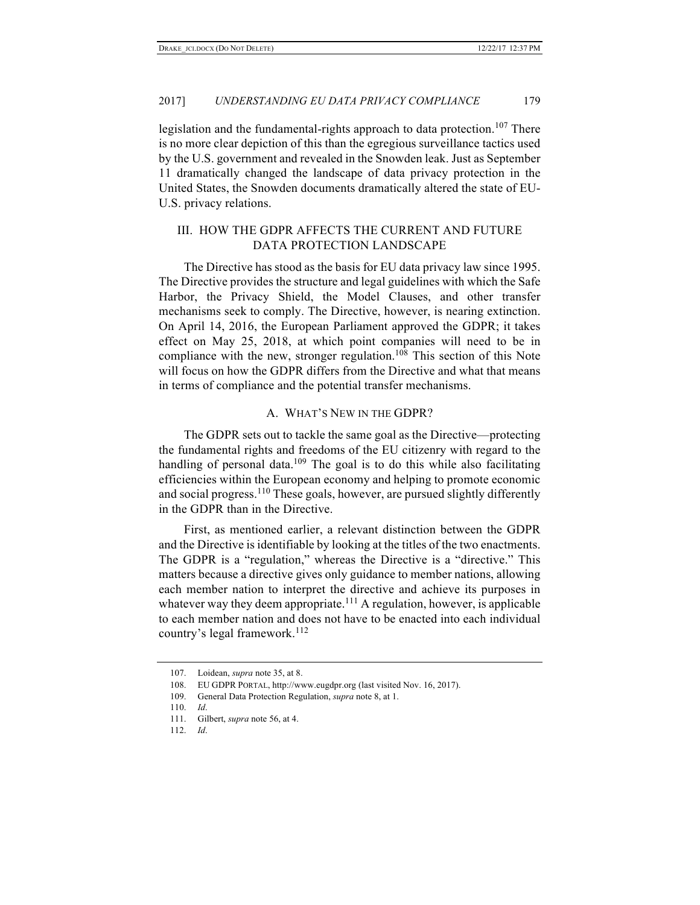legislation and the fundamental-rights approach to data protection.[107] There is no more clear depiction of this than the egregious surveillance tactics used by the U.S. government and revealed in the Snowden leak. Just as September 11 dramatically changed the landscape of data privacy protection in the United States, the Snowden documents dramatically altered the state of EU-U.S. privacy relations.

## III. HOW THE GDPR AFFECTS THE CURRENT AND FUTURE DATA PROTECTION LANDSCAPE

The Directive has stood as the basis for EU data privacy law since 1995. The Directive provides the structure and legal guidelines with which the Safe Harbor, the Privacy Shield, the Model Clauses, and other transfer mechanisms seek to comply. The Directive, however, is nearing extinction. On April 14, 2016, the European Parliament approved the GDPR; it takes effect on May 25, 2018, at which point companies will need to be in compliance with the new, stronger regulation.[108] This section of this Note will focus on how the GDPR differs from the Directive and what that means in terms of compliance and the potential transfer mechanisms.

### A. WHAT'S NEW IN THE GDPR?

The GDPR sets out to tackle the same goal as the Directive—protecting the fundamental rights and freedoms of the EU citizenry with regard to the handling of personal data.[109] The goal is to do this while also facilitating efficiencies within the European economy and helping to promote economic and social progress.[110] These goals, however, are pursued slightly differently in the GDPR than in the Directive.

First, as mentioned earlier, a relevant distinction between the GDPR and the Directive is identifiable by looking at the titles of the two enactments. The GDPR is a "regulation," whereas the Directive is a "directive." This matters because a directive gives only guidance to member nations, allowing each member nation to interpret the directive and achieve its purposes in whatever way they deem appropriate.[111] A regulation, however, is applicable to each member nation and does not have to be enacted into each individual country's legal framework.[112]

---

107. Loidean, *supra* note 35, at 8.

108. EU GDPR PORTAL, http://www.eugdpr.org (last visited Nov. 16, 2017).

109. General Data Protection Regulation, *supra* note 8, at 1.

110. *Id*.

111. Gilbert, *supra* note 56, at 4.

112. *Id*.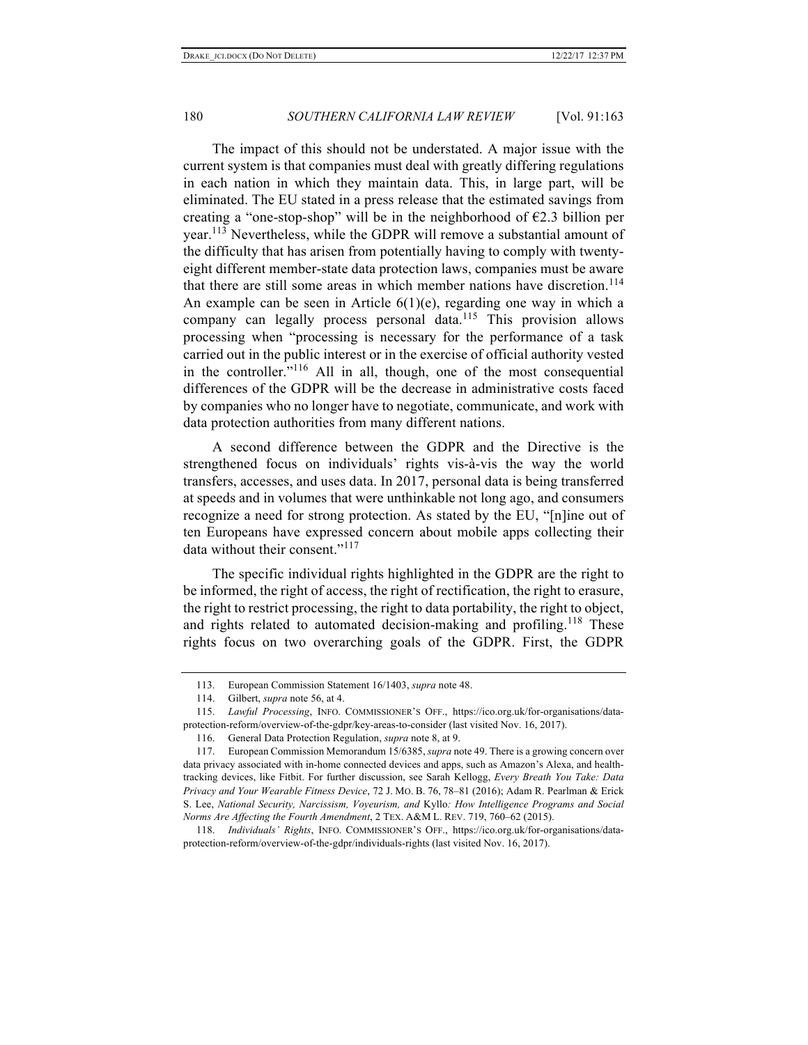The impact of this should not be understated. A major issue with the current system is that companies must deal with greatly differing regulations in each nation in which they maintain data. This, in large part, will be eliminated. The EU stated in a press release that the estimated savings from creating a "one-stop-shop" will be in the neighborhood of €2.3 billion per year.[113] Nevertheless, while the GDPR will remove a substantial amount of the difficulty that has arisen from potentially having to comply with twenty-eight different member-state data protection laws, companies must be aware that there are still some areas in which member nations have discretion.[114] An example can be seen in Article 6(1)(e), regarding one way in which a company can legally process personal data.[115] This provision allows processing when "processing is necessary for the performance of a task carried out in the public interest or in the exercise of official authority vested in the controller."[116] All in all, though, one of the most consequential differences of the GDPR will be the decrease in administrative costs faced by companies who no longer have to negotiate, communicate, and work with data protection authorities from many different nations.

A second difference between the GDPR and the Directive is the strengthened focus on individuals' rights vis-à-vis the way the world transfers, accesses, and uses data. In 2017, personal data is being transferred at speeds and in volumes that were unthinkable not long ago, and consumers recognize a need for strong protection. As stated by the EU, "[n]ine out of ten Europeans have expressed concern about mobile apps collecting their data without their consent."[117]

The specific individual rights highlighted in the GDPR are the right to be informed, the right of access, the right of rectification, the right to erasure, the right to restrict processing, the right to data portability, the right to object, and rights related to automated decision-making and profiling.[118] These rights focus on two overarching goals of the GDPR. First, the GDPR

---

113. European Commission Statement 16/1403, *supra* note 48.

114. Gilbert, *supra* note 56, at 4.

115. *Lawful Processing*, INFO. COMMISSIONER'S OFF., https://ico.org.uk/for-organisations/data-protection-reform/overview-of-the-gdpr/key-areas-to-consider (last visited Nov. 16, 2017).

116. General Data Protection Regulation, *supra* note 8, at 9.

117. European Commission Memorandum 15/6385, *supra* note 49. There is a growing concern over data privacy associated with in-home connected devices and apps, such as Amazon's Alexa, and health-tracking devices, like Fitbit. For further discussion, see Sarah Kellogg, *Every Breath You Take: Data Privacy and Your Wearable Fitness Device*, 72 J. MO. B. 76, 78–81 (2016); Adam R. Pearlman & Erick S. Lee, *National Security, Narcissism, Voyeurism, and* Kyllo*: How Intelligence Programs and Social Norms Are Affecting the Fourth Amendment*, 2 TEX. A&M L. REV. 719, 760–62 (2015).

118. *Individuals' Rights*, INFO. COMMISSIONER'S OFF., https://ico.org.uk/for-organisations/data-protection-reform/overview-of-the-gdpr/individuals-rights (last visited Nov. 16, 2017).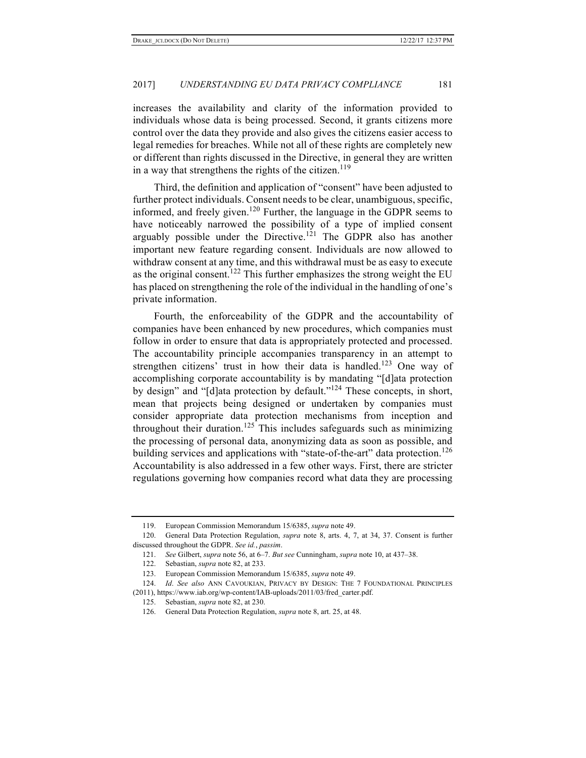increases the availability and clarity of the information provided to individuals whose data is being processed. Second, it grants citizens more control over the data they provide and also gives the citizens easier access to legal remedies for breaches. While not all of these rights are completely new or different than rights discussed in the Directive, in general they are written in a way that strengthens the rights of the citizen.[119]

Third, the definition and application of "consent" have been adjusted to further protect individuals. Consent needs to be clear, unambiguous, specific, informed, and freely given.[120] Further, the language in the GDPR seems to have noticeably narrowed the possibility of a type of implied consent arguably possible under the Directive.[121] The GDPR also has another important new feature regarding consent. Individuals are now allowed to withdraw consent at any time, and this withdrawal must be as easy to execute as the original consent.[122] This further emphasizes the strong weight the EU has placed on strengthening the role of the individual in the handling of one's private information.

Fourth, the enforceability of the GDPR and the accountability of companies have been enhanced by new procedures, which companies must follow in order to ensure that data is appropriately protected and processed. The accountability principle accompanies transparency in an attempt to strengthen citizens' trust in how their data is handled.[123] One way of accomplishing corporate accountability is by mandating "[d]ata protection by design" and "[d]ata protection by default."[124] These concepts, in short, mean that projects being designed or undertaken by companies must consider appropriate data protection mechanisms from inception and throughout their duration.[125] This includes safeguards such as minimizing the processing of personal data, anonymizing data as soon as possible, and building services and applications with "state-of-the-art" data protection.[126] Accountability is also addressed in a few other ways. First, there are stricter regulations governing how companies record what data they are processing

---

119. European Commission Memorandum 15/6385, *supra* note 49.

120. General Data Protection Regulation, *supra* note 8, arts. 4, 7, at 34, 37. Consent is further discussed throughout the GDPR. *See id.*, *passim*.

121. *See* Gilbert, *supra* note 56, at 6–7. *But see* Cunningham, *supra* note 10, at 437–38.

122. Sebastian, *supra* note 82, at 233.

123. European Commission Memorandum 15/6385, *supra* note 49.

124. *Id*. *See also* ANN CAVOUKIAN, PRIVACY BY DESIGN: THE 7 FOUNDATIONAL PRINCIPLES (2011), https://www.iab.org/wp-content/IAB-uploads/2011/03/fred_carter.pdf.

125. Sebastian, *supra* note 82, at 230.

126. General Data Protection Regulation, *supra* note 8, art. 25, at 48.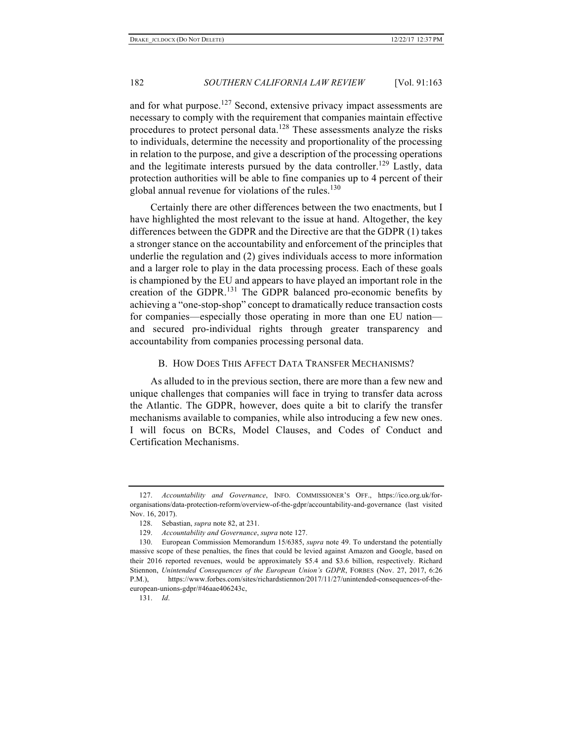and for what purpose.[127] Second, extensive privacy impact assessments are necessary to comply with the requirement that companies maintain effective procedures to protect personal data.[128] These assessments analyze the risks to individuals, determine the necessity and proportionality of the processing in relation to the purpose, and give a description of the processing operations and the legitimate interests pursued by the data controller.[129] Lastly, data protection authorities will be able to fine companies up to 4 percent of their global annual revenue for violations of the rules.[130]

Certainly there are other differences between the two enactments, but I have highlighted the most relevant to the issue at hand. Altogether, the key differences between the GDPR and the Directive are that the GDPR (1) takes a stronger stance on the accountability and enforcement of the principles that underlie the regulation and (2) gives individuals access to more information and a larger role to play in the data processing process. Each of these goals is championed by the EU and appears to have played an important role in the creation of the GDPR.[131] The GDPR balanced pro-economic benefits by achieving a "one-stop-shop" concept to dramatically reduce transaction costs for companies—especially those operating in more than one EU nation—and secured pro-individual rights through greater transparency and accountability from companies processing personal data.

### B. HOW DOES THIS AFFECT DATA TRANSFER MECHANISMS?

As alluded to in the previous section, there are more than a few new and unique challenges that companies will face in trying to transfer data across the Atlantic. The GDPR, however, does quite a bit to clarify the transfer mechanisms available to companies, while also introducing a few new ones. I will focus on BCRs, Model Clauses, and Codes of Conduct and Certification Mechanisms.

---

127. *Accountability and Governance*, INFO. COMMISSIONER'S OFF., https://ico.org.uk/for-organisations/data-protection-reform/overview-of-the-gdpr/accountability-and-governance (last visited Nov. 16, 2017).

128. Sebastian, *supra* note 82, at 231.

129. *Accountability and Governance*, *supra* note 127.

130. European Commission Memorandum 15/6385, *supra* note 49. To understand the potentially massive scope of these penalties, the fines that could be levied against Amazon and Google, based on their 2016 reported revenues, would be approximately $5.4 and $3.6 billion, respectively. Richard Stiennon, *Unintended Consequences of the European Union's GDPR*, FORBES (Nov. 27, 2017, 6:26 P.M.), https://www.forbes.com/sites/richardstiennon/2017/11/27/unintended-consequences-of-the-european-unions-gdpr/#46aae406243c,

131. *Id*.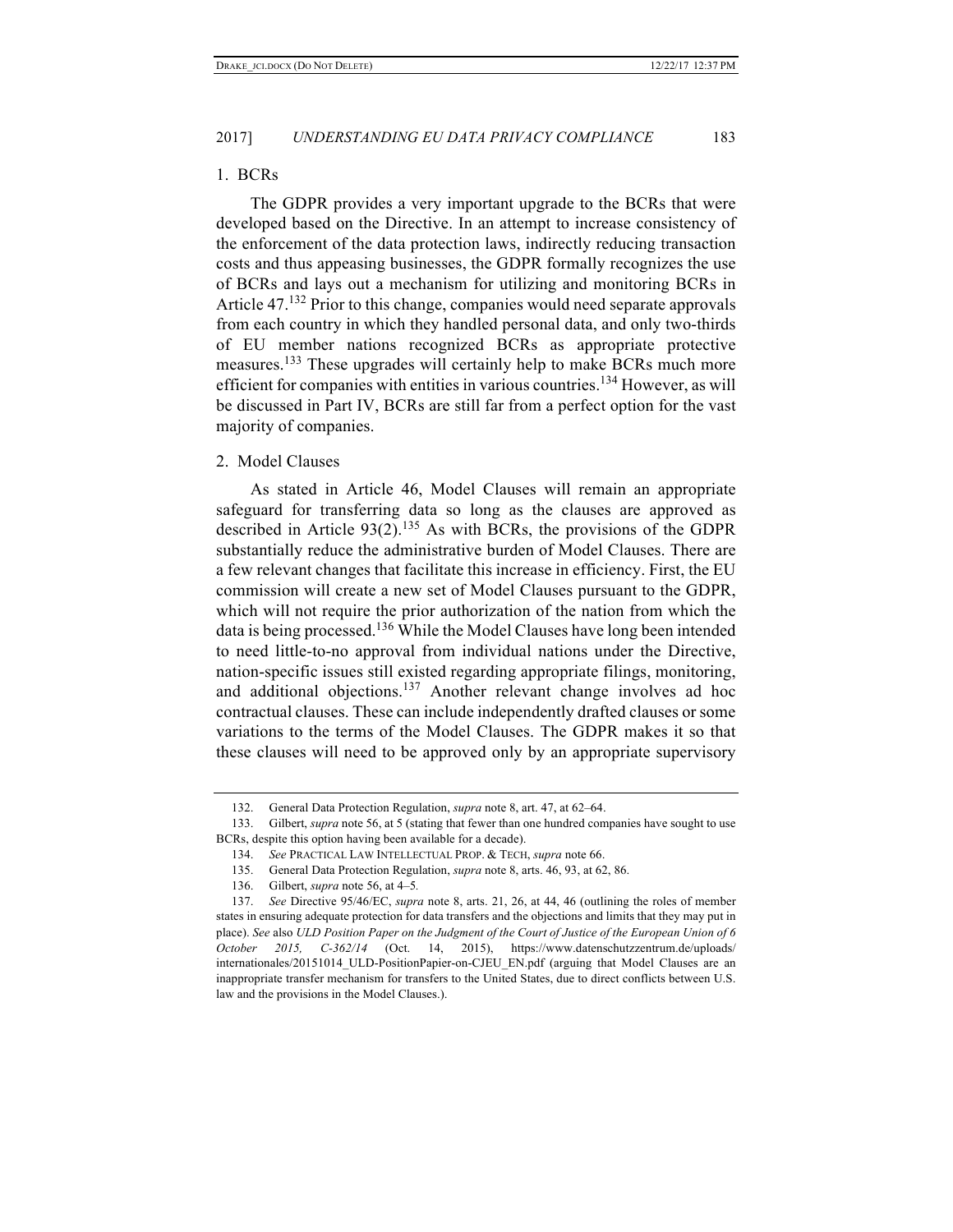### 1. BCRs

The GDPR provides a very important upgrade to the BCRs that were developed based on the Directive. In an attempt to increase consistency of the enforcement of the data protection laws, indirectly reducing transaction costs and thus appeasing businesses, the GDPR formally recognizes the use of BCRs and lays out a mechanism for utilizing and monitoring BCRs in Article 47.[132] Prior to this change, companies would need separate approvals from each country in which they handled personal data, and only two-thirds of EU member nations recognized BCRs as appropriate protective measures.[133] These upgrades will certainly help to make BCRs much more efficient for companies with entities in various countries.[134] However, as will be discussed in Part IV, BCRs are still far from a perfect option for the vast majority of companies.

### 2. Model Clauses

As stated in Article 46, Model Clauses will remain an appropriate safeguard for transferring data so long as the clauses are approved as described in Article 93(2).[135] As with BCRs, the provisions of the GDPR substantially reduce the administrative burden of Model Clauses. There are a few relevant changes that facilitate this increase in efficiency. First, the EU commission will create a new set of Model Clauses pursuant to the GDPR, which will not require the prior authorization of the nation from which the data is being processed.[136] While the Model Clauses have long been intended to need little-to-no approval from individual nations under the Directive, nation-specific issues still existed regarding appropriate filings, monitoring, and additional objections.[137] Another relevant change involves ad hoc contractual clauses. These can include independently drafted clauses or some variations to the terms of the Model Clauses. The GDPR makes it so that these clauses will need to be approved only by an appropriate supervisory

---

132. General Data Protection Regulation, *supra* note 8, art. 47, at 62–64.

133. Gilbert, *supra* note 56, at 5 (stating that fewer than one hundred companies have sought to use BCRs, despite this option having been available for a decade).

134. *See* PRACTICAL LAW INTELLECTUAL PROP. & TECH, *supra* note 66.

135. General Data Protection Regulation, *supra* note 8, arts. 46, 93, at 62, 86.

136. Gilbert, *supra* note 56, at 4–5.

137. *See* Directive 95/46/EC, *supra* note 8, arts. 21, 26, at 44, 46 (outlining the roles of member states in ensuring adequate protection for data transfers and the objections and limits that they may put in place). *See* also *ULD Position Paper on the Judgment of the Court of Justice of the European Union of 6 October 2015, C-362/14* (Oct. 14, 2015), https://www.datenschutzzentrum.de/uploads/internationales/20151014_ULD-PositionPapier-on-CJEU_EN.pdf (arguing that Model Clauses are an inappropriate transfer mechanism for transfers to the United States, due to direct conflicts between U.S. law and the provisions in the Model Clauses.).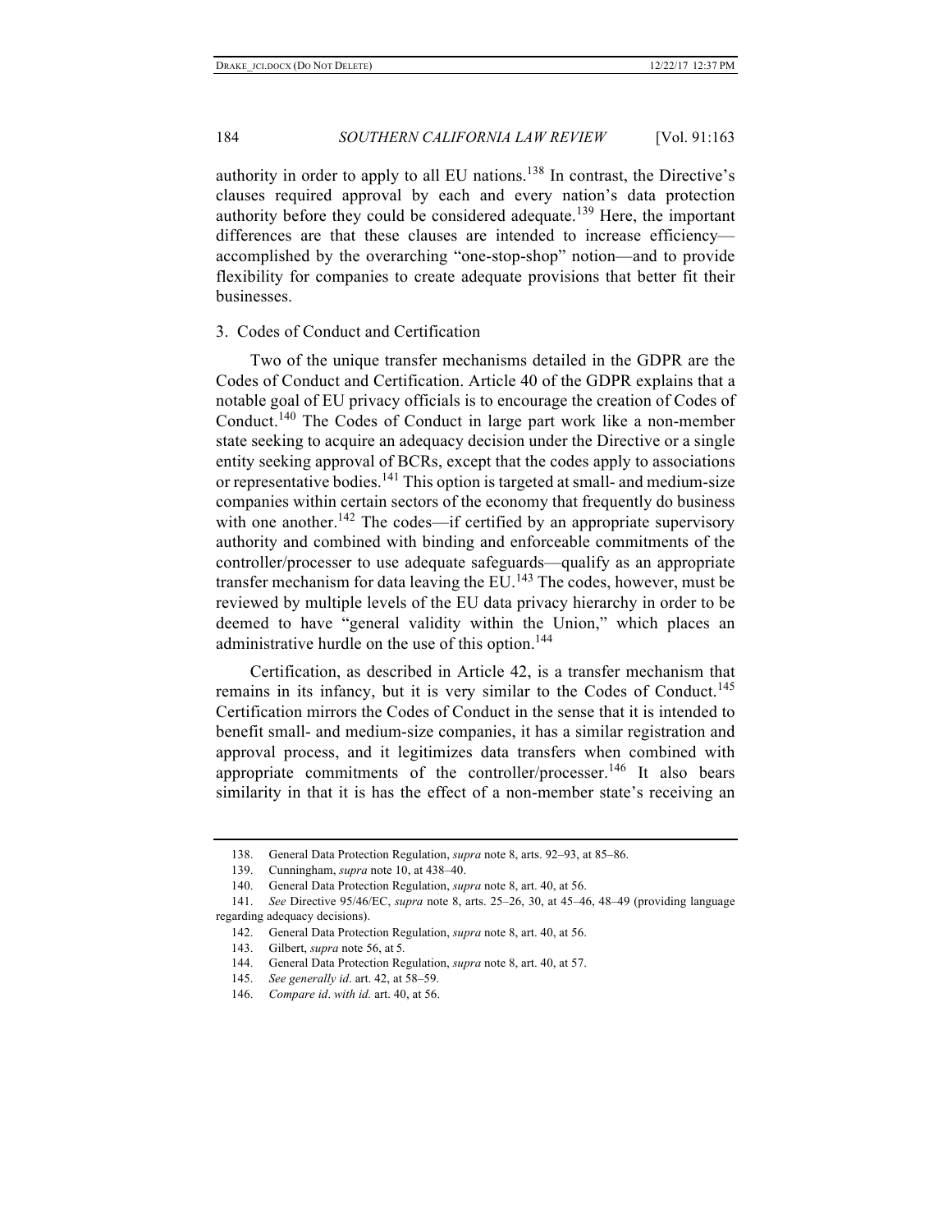authority in order to apply to all EU nations.[138] In contrast, the Directive's clauses required approval by each and every nation's data protection authority before they could be considered adequate.[139] Here, the important differences are that these clauses are intended to increase efficiency—accomplished by the overarching "one-stop-shop" notion—and to provide flexibility for companies to create adequate provisions that better fit their businesses.

### 3. Codes of Conduct and Certification

Two of the unique transfer mechanisms detailed in the GDPR are the Codes of Conduct and Certification. Article 40 of the GDPR explains that a notable goal of EU privacy officials is to encourage the creation of Codes of Conduct.[140] The Codes of Conduct in large part work like a non-member state seeking to acquire an adequacy decision under the Directive or a single entity seeking approval of BCRs, except that the codes apply to associations or representative bodies.[141] This option is targeted at small- and medium-size companies within certain sectors of the economy that frequently do business with one another.[142] The codes—if certified by an appropriate supervisory authority and combined with binding and enforceable commitments of the controller/processer to use adequate safeguards—qualify as an appropriate transfer mechanism for data leaving the EU.[143] The codes, however, must be reviewed by multiple levels of the EU data privacy hierarchy in order to be deemed to have "general validity within the Union," which places an administrative hurdle on the use of this option.[144]

Certification, as described in Article 42, is a transfer mechanism that remains in its infancy, but it is very similar to the Codes of Conduct.[145] Certification mirrors the Codes of Conduct in the sense that it is intended to benefit small- and medium-size companies, it has a similar registration and approval process, and it legitimizes data transfers when combined with appropriate commitments of the controller/processer.[146] It also bears similarity in that it is has the effect of a non-member state's receiving an

---

138. General Data Protection Regulation, *supra* note 8, arts. 92–93, at 85–86.

139. Cunningham, *supra* note 10, at 438–40.

140. General Data Protection Regulation, *supra* note 8, art. 40, at 56.

141. *See* Directive 95/46/EC, *supra* note 8, arts. 25–26, 30, at 45–46, 48–49 (providing language regarding adequacy decisions).

142. General Data Protection Regulation, *supra* note 8, art. 40, at 56.

143. Gilbert, *supra* note 56, at 5.

144. General Data Protection Regulation, *supra* note 8, art. 40, at 57.

145. *See generally id*. art. 42, at 58–59.

146. *Compare id*. *with id.* art. 40, at 56.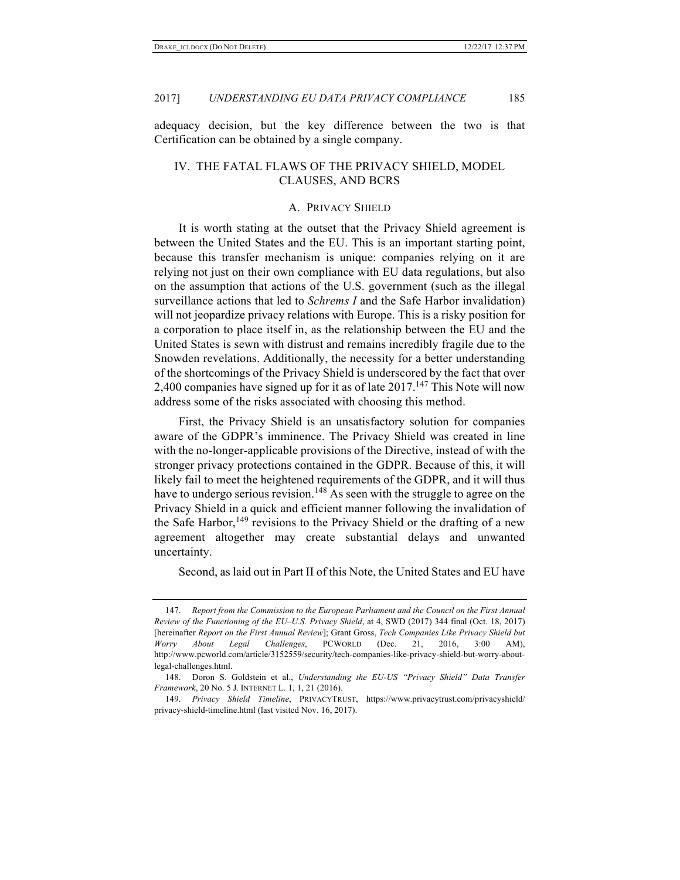adequacy decision, but the key difference between the two is that Certification can be obtained by a single company.

## IV. THE FATAL FLAWS OF THE PRIVACY SHIELD, MODEL CLAUSES, AND BCRS

### A. PRIVACY SHIELD

It is worth stating at the outset that the Privacy Shield agreement is between the United States and the EU. This is an important starting point, because this transfer mechanism is unique: companies relying on it are relying not just on their own compliance with EU data regulations, but also on the assumption that actions of the U.S. government (such as the illegal surveillance actions that led to *Schrems I* and the Safe Harbor invalidation) will not jeopardize privacy relations with Europe. This is a risky position for a corporation to place itself in, as the relationship between the EU and the United States is sewn with distrust and remains incredibly fragile due to the Snowden revelations. Additionally, the necessity for a better understanding of the shortcomings of the Privacy Shield is underscored by the fact that over 2,400 companies have signed up for it as of late 2017.[147] This Note will now address some of the risks associated with choosing this method.

First, the Privacy Shield is an unsatisfactory solution for companies aware of the GDPR's imminence. The Privacy Shield was created in line with the no-longer-applicable provisions of the Directive, instead of with the stronger privacy protections contained in the GDPR. Because of this, it will likely fail to meet the heightened requirements of the GDPR, and it will thus have to undergo serious revision.[148] As seen with the struggle to agree on the Privacy Shield in a quick and efficient manner following the invalidation of the Safe Harbor,[149] revisions to the Privacy Shield or the drafting of a new agreement altogether may create substantial delays and unwanted uncertainty.

Second, as laid out in Part II of this Note, the United States and EU have

---

147. *Report from the Commission to the European Parliament and the Council on the First Annual Review of the Functioning of the EU–U.S. Privacy Shield*, at 4, SWD (2017) 344 final (Oct. 18, 2017) [hereinafter *Report on the First Annual Review*]; Grant Gross, *Tech Companies Like Privacy Shield but Worry About Legal Challenges*, PCWORLD (Dec. 21, 2016, 3:00 AM), http://www.pcworld.com/article/3152559/security/tech-companies-like-privacy-shield-but-worry-about-legal-challenges.html.

148. Doron S. Goldstein et al., *Understanding the EU-US "Privacy Shield" Data Transfer Framework*, 20 No. 5 J. INTERNET L. 1, 1, 21 (2016).

149. *Privacy Shield Timeline*, PRIVACYTRUST, https://www.privacytrust.com/privacyshield/privacy-shield-timeline.html (last visited Nov. 16, 2017).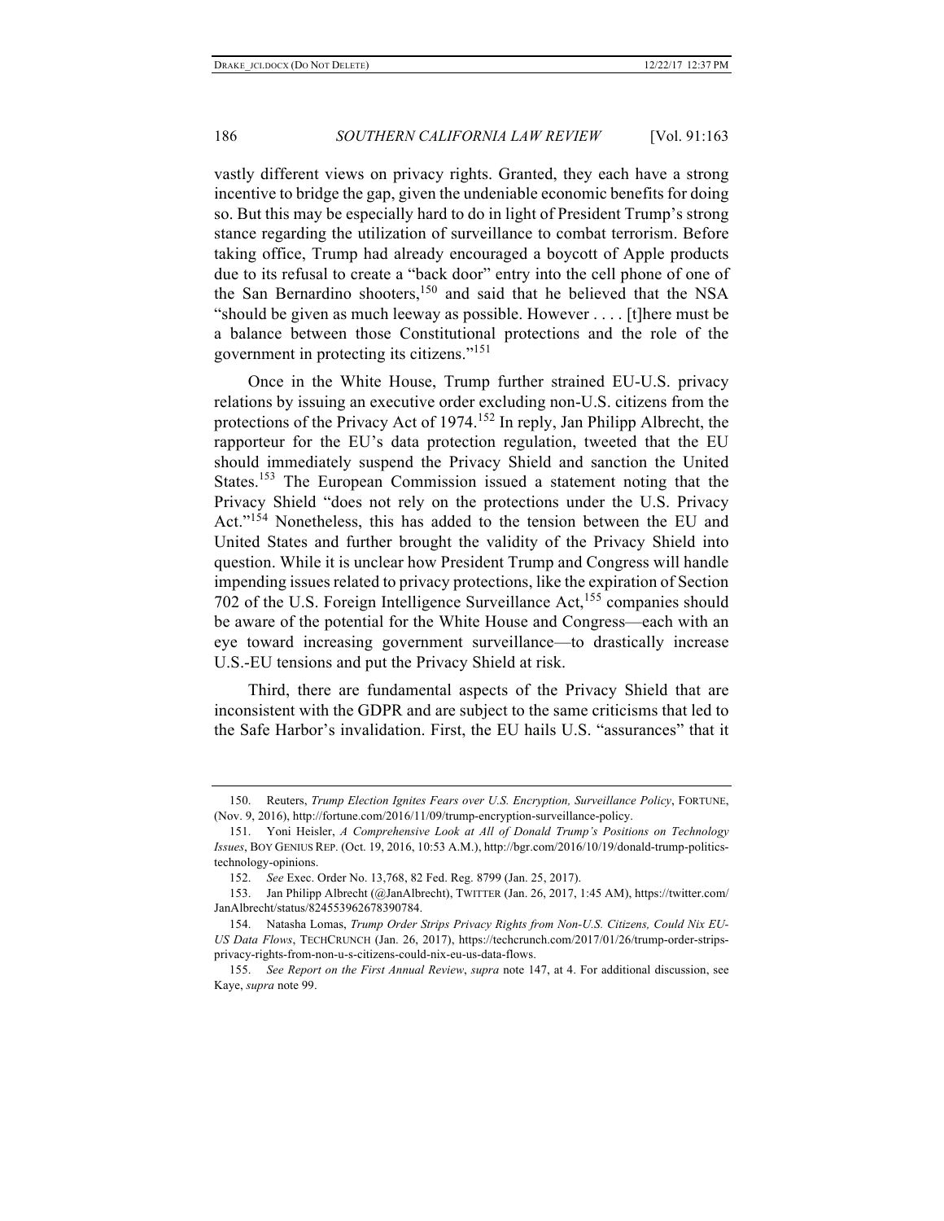vastly different views on privacy rights. Granted, they each have a strong incentive to bridge the gap, given the undeniable economic benefits for doing so. But this may be especially hard to do in light of President Trump's strong stance regarding the utilization of surveillance to combat terrorism. Before taking office, Trump had already encouraged a boycott of Apple products due to its refusal to create a "back door" entry into the cell phone of one of the San Bernardino shooters,[150] and said that he believed that the NSA "should be given as much leeway as possible. However . . . . [t]here must be a balance between those Constitutional protections and the role of the government in protecting its citizens."[151]

Once in the White House, Trump further strained EU-U.S. privacy relations by issuing an executive order excluding non-U.S. citizens from the protections of the Privacy Act of 1974.[152] In reply, Jan Philipp Albrecht, the rapporteur for the EU's data protection regulation, tweeted that the EU should immediately suspend the Privacy Shield and sanction the United States.[153] The European Commission issued a statement noting that the Privacy Shield "does not rely on the protections under the U.S. Privacy Act."[154] Nonetheless, this has added to the tension between the EU and United States and further brought the validity of the Privacy Shield into question. While it is unclear how President Trump and Congress will handle impending issues related to privacy protections, like the expiration of Section 702 of the U.S. Foreign Intelligence Surveillance Act,[155] companies should be aware of the potential for the White House and Congress—each with an eye toward increasing government surveillance—to drastically increase U.S.-EU tensions and put the Privacy Shield at risk.

Third, there are fundamental aspects of the Privacy Shield that are inconsistent with the GDPR and are subject to the same criticisms that led to the Safe Harbor's invalidation. First, the EU hails U.S. "assurances" that it

---

150. Reuters, *Trump Election Ignites Fears over U.S. Encryption, Surveillance Policy*, FORTUNE, (Nov. 9, 2016), http://fortune.com/2016/11/09/trump-encryption-surveillance-policy.

151. Yoni Heisler, *A Comprehensive Look at All of Donald Trump's Positions on Technology Issues*, BOY GENIUS REP. (Oct. 19, 2016, 10:53 A.M.), http://bgr.com/2016/10/19/donald-trump-politics-technology-opinions.

152. *See* Exec. Order No. 13,768, 82 Fed. Reg. 8799 (Jan. 25, 2017).

153. Jan Philipp Albrecht (@JanAlbrecht), TWITTER (Jan. 26, 2017, 1:45 AM), https://twitter.com/JanAlbrecht/status/824553962678390784.

154. Natasha Lomas, *Trump Order Strips Privacy Rights from Non-U.S. Citizens, Could Nix EU-US Data Flows*, TECHCRUNCH (Jan. 26, 2017), https://techcrunch.com/2017/01/26/trump-order-strips-privacy-rights-from-non-u-s-citizens-could-nix-eu-us-data-flows.

155. *See Report on the First Annual Review*, *supra* note 147, at 4. For additional discussion, see Kaye, *supra* note 99.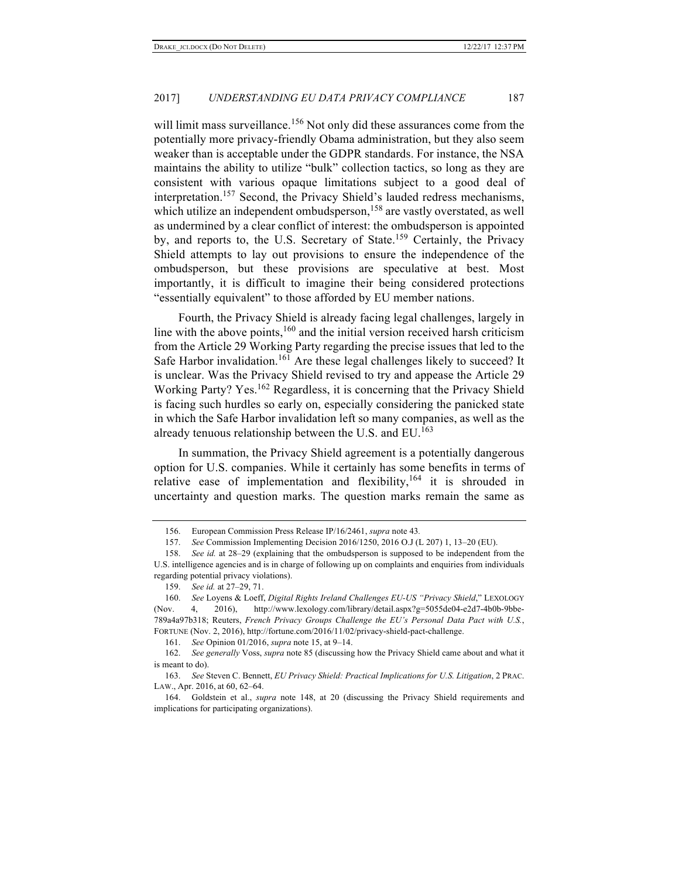will limit mass surveillance.[156] Not only did these assurances come from the potentially more privacy-friendly Obama administration, but they also seem weaker than is acceptable under the GDPR standards. For instance, the NSA maintains the ability to utilize "bulk" collection tactics, so long as they are consistent with various opaque limitations subject to a good deal of interpretation.[157] Second, the Privacy Shield's lauded redress mechanisms, which utilize an independent ombudsperson,[158] are vastly overstated, as well as undermined by a clear conflict of interest: the ombudsperson is appointed by, and reports to, the U.S. Secretary of State.[159] Certainly, the Privacy Shield attempts to lay out provisions to ensure the independence of the ombudsperson, but these provisions are speculative at best. Most importantly, it is difficult to imagine their being considered protections "essentially equivalent" to those afforded by EU member nations.

Fourth, the Privacy Shield is already facing legal challenges, largely in line with the above points,[160] and the initial version received harsh criticism from the Article 29 Working Party regarding the precise issues that led to the Safe Harbor invalidation.[161] Are these legal challenges likely to succeed? It is unclear. Was the Privacy Shield revised to try and appease the Article 29 Working Party? Yes.[162] Regardless, it is concerning that the Privacy Shield is facing such hurdles so early on, especially considering the panicked state in which the Safe Harbor invalidation left so many companies, as well as the already tenuous relationship between the U.S. and EU.[163]

In summation, the Privacy Shield agreement is a potentially dangerous option for U.S. companies. While it certainly has some benefits in terms of relative ease of implementation and flexibility,[164] it is shrouded in uncertainty and question marks. The question marks remain the same as

---

156. European Commission Press Release IP/16/2461, *supra* note 43.

157. *See* Commission Implementing Decision 2016/1250, 2016 O.J (L 207) 1, 13–20 (EU).

158. *See id.* at 28–29 (explaining that the ombudsperson is supposed to be independent from the U.S. intelligence agencies and is in charge of following up on complaints and enquiries from individuals regarding potential privacy violations).

159. *See id.* at 27–29, 71.

160. *See* Loyens & Loeff, *Digital Rights Ireland Challenges EU-US "Privacy Shield*," LEXOLOGY (Nov. 4, 2016), http://www.lexology.com/library/detail.aspx?g=5055de04-e2d7-4b0b-9bbe-789a4a97b318; Reuters, *French Privacy Groups Challenge the EU's Personal Data Pact with U.S.*, FORTUNE (Nov. 2, 2016), http://fortune.com/2016/11/02/privacy-shield-pact-challenge.

161. *See* Opinion 01/2016, *supra* note 15, at 9–14.

162. *See generally* Voss, *supra* note 85 (discussing how the Privacy Shield came about and what it is meant to do).

163. *See* Steven C. Bennett, *EU Privacy Shield: Practical Implications for U.S. Litigation*, 2 PRAC. LAW., Apr. 2016, at 60, 62–64.

164. Goldstein et al., *supra* note 148, at 20 (discussing the Privacy Shield requirements and implications for participating organizations).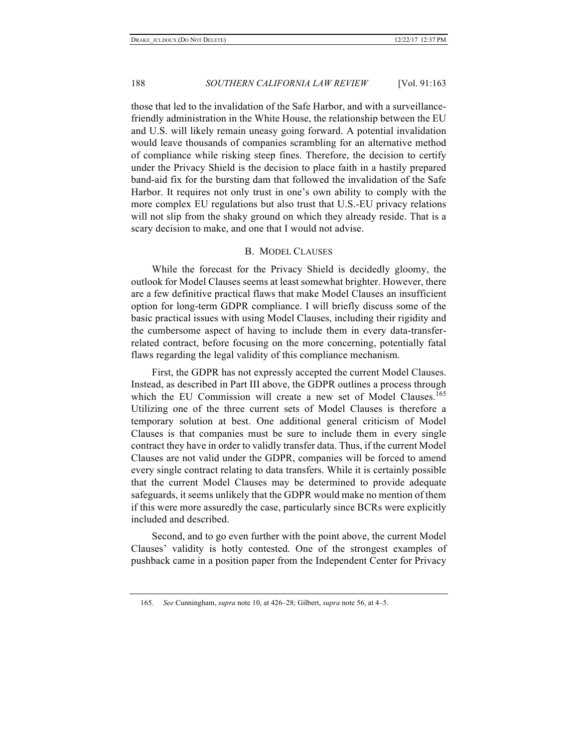those that led to the invalidation of the Safe Harbor, and with a surveillance-friendly administration in the White House, the relationship between the EU and U.S. will likely remain uneasy going forward. A potential invalidation would leave thousands of companies scrambling for an alternative method of compliance while risking steep fines. Therefore, the decision to certify under the Privacy Shield is the decision to place faith in a hastily prepared band-aid fix for the bursting dam that followed the invalidation of the Safe Harbor. It requires not only trust in one's own ability to comply with the more complex EU regulations but also trust that U.S.-EU privacy relations will not slip from the shaky ground on which they already reside. That is a scary decision to make, and one that I would not advise.

### B. MODEL CLAUSES

While the forecast for the Privacy Shield is decidedly gloomy, the outlook for Model Clauses seems at least somewhat brighter. However, there are a few definitive practical flaws that make Model Clauses an insufficient option for long-term GDPR compliance. I will briefly discuss some of the basic practical issues with using Model Clauses, including their rigidity and the cumbersome aspect of having to include them in every data-transfer-related contract, before focusing on the more concerning, potentially fatal flaws regarding the legal validity of this compliance mechanism.

First, the GDPR has not expressly accepted the current Model Clauses. Instead, as described in Part III above, the GDPR outlines a process through which the EU Commission will create a new set of Model Clauses.[165] Utilizing one of the three current sets of Model Clauses is therefore a temporary solution at best. One additional general criticism of Model Clauses is that companies must be sure to include them in every single contract they have in order to validly transfer data. Thus, if the current Model Clauses are not valid under the GDPR, companies will be forced to amend every single contract relating to data transfers. While it is certainly possible that the current Model Clauses may be determined to provide adequate safeguards, it seems unlikely that the GDPR would make no mention of them if this were more assuredly the case, particularly since BCRs were explicitly included and described.

Second, and to go even further with the point above, the current Model Clauses' validity is hotly contested. One of the strongest examples of pushback came in a position paper from the Independent Center for Privacy

---

165. *See* Cunningham, *supra* note 10, at 426–28; Gilbert, *supra* note 56, at 4–5.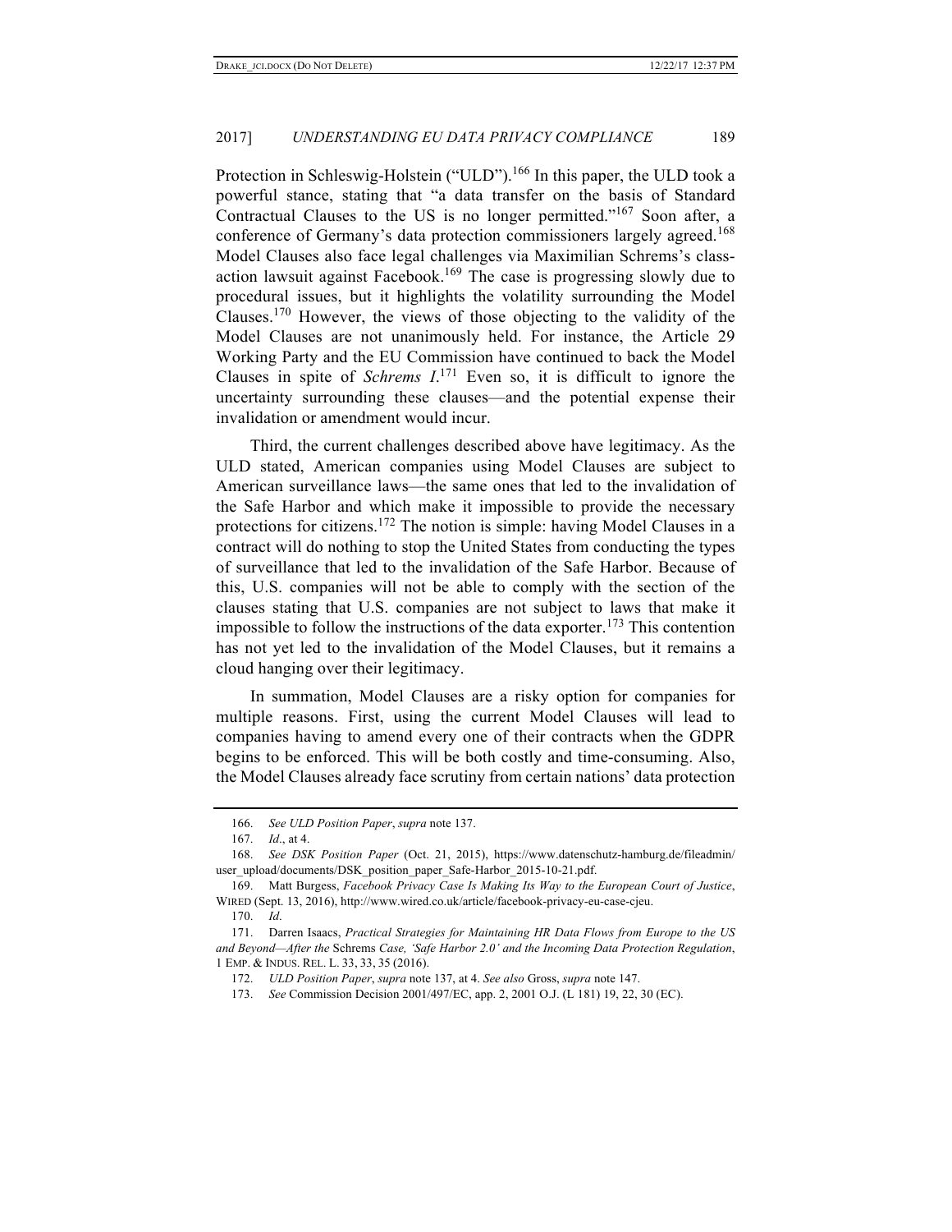Protection in Schleswig-Holstein ("ULD").[166] In this paper, the ULD took a powerful stance, stating that "a data transfer on the basis of Standard Contractual Clauses to the US is no longer permitted."[167] Soon after, a conference of Germany's data protection commissioners largely agreed.[168] Model Clauses also face legal challenges via Maximilian Schrems's class-action lawsuit against Facebook.[169] The case is progressing slowly due to procedural issues, but it highlights the volatility surrounding the Model Clauses.[170] However, the views of those objecting to the validity of the Model Clauses are not unanimously held. For instance, the Article 29 Working Party and the EU Commission have continued to back the Model Clauses in spite of *Schrems I*.[171] Even so, it is difficult to ignore the uncertainty surrounding these clauses—and the potential expense their invalidation or amendment would incur.

Third, the current challenges described above have legitimacy. As the ULD stated, American companies using Model Clauses are subject to American surveillance laws—the same ones that led to the invalidation of the Safe Harbor and which make it impossible to provide the necessary protections for citizens.[172] The notion is simple: having Model Clauses in a contract will do nothing to stop the United States from conducting the types of surveillance that led to the invalidation of the Safe Harbor. Because of this, U.S. companies will not be able to comply with the section of the clauses stating that U.S. companies are not subject to laws that make it impossible to follow the instructions of the data exporter.[173] This contention has not yet led to the invalidation of the Model Clauses, but it remains a cloud hanging over their legitimacy.

In summation, Model Clauses are a risky option for companies for multiple reasons. First, using the current Model Clauses will lead to companies having to amend every one of their contracts when the GDPR begins to be enforced. This will be both costly and time-consuming. Also, the Model Clauses already face scrutiny from certain nations' data protection

---

166. *See ULD Position Paper*, *supra* note 137.

167. *Id*., at 4.

168. *See DSK Position Paper* (Oct. 21, 2015), https://www.datenschutz-hamburg.de/fileadmin/user_upload/documents/DSK_position_paper_Safe-Harbor_2015-10-21.pdf.

169. Matt Burgess, *Facebook Privacy Case Is Making Its Way to the European Court of Justice*, WIRED (Sept. 13, 2016), http://www.wired.co.uk/article/facebook-privacy-eu-case-cjeu.

170. *Id*.

171. Darren Isaacs, *Practical Strategies for Maintaining HR Data Flows from Europe to the US and Beyond—After the* Schrems *Case, 'Safe Harbor 2.0' and the Incoming Data Protection Regulation*, 1 EMP. & INDUS. REL. L. 33, 33, 35 (2016).

172. *ULD Position Paper*, *supra* note 137, at 4. *See also* Gross, *supra* note 147.

173. *See* Commission Decision 2001/497/EC, app. 2, 2001 O.J. (L 181) 19, 22, 30 (EC).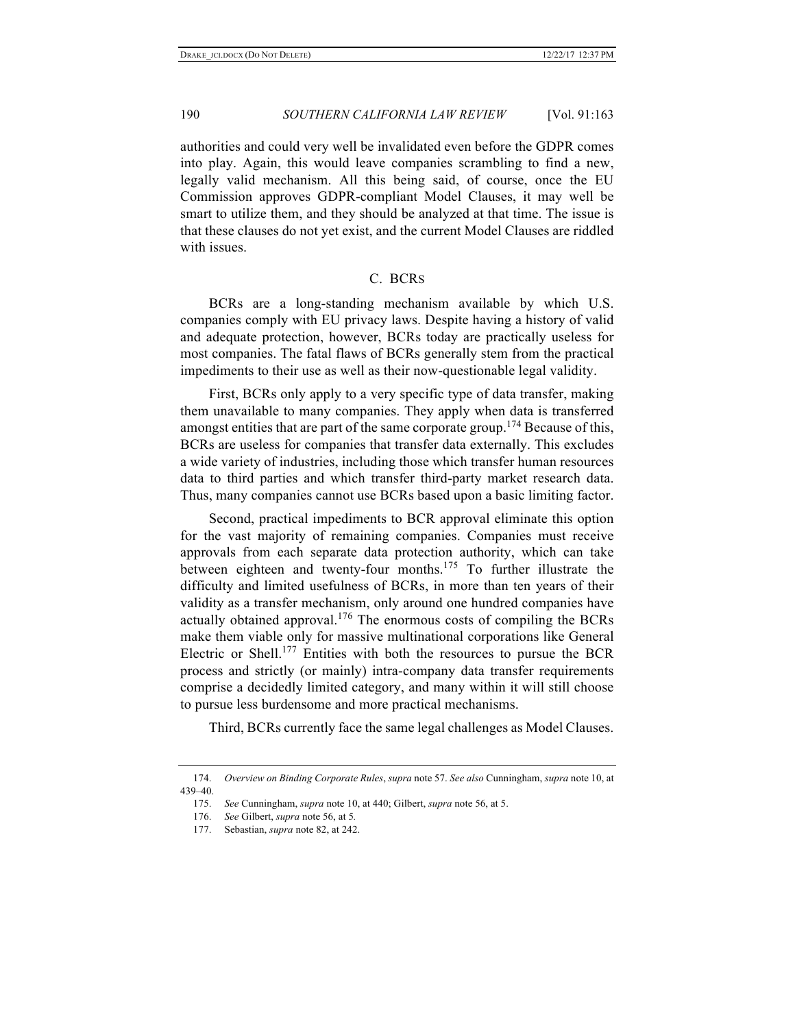authorities and could very well be invalidated even before the GDPR comes into play. Again, this would leave companies scrambling to find a new, legally valid mechanism. All this being said, of course, once the EU Commission approves GDPR-compliant Model Clauses, it may well be smart to utilize them, and they should be analyzed at that time. The issue is that these clauses do not yet exist, and the current Model Clauses are riddled with issues.

### C. BCRs

BCRs are a long-standing mechanism available by which U.S. companies comply with EU privacy laws. Despite having a history of valid and adequate protection, however, BCRs today are practically useless for most companies. The fatal flaws of BCRs generally stem from the practical impediments to their use as well as their now-questionable legal validity.

First, BCRs only apply to a very specific type of data transfer, making them unavailable to many companies. They apply when data is transferred amongst entities that are part of the same corporate group.[174] Because of this, BCRs are useless for companies that transfer data externally. This excludes a wide variety of industries, including those which transfer human resources data to third parties and which transfer third-party market research data. Thus, many companies cannot use BCRs based upon a basic limiting factor.

Second, practical impediments to BCR approval eliminate this option for the vast majority of remaining companies. Companies must receive approvals from each separate data protection authority, which can take between eighteen and twenty-four months.[175] To further illustrate the difficulty and limited usefulness of BCRs, in more than ten years of their validity as a transfer mechanism, only around one hundred companies have actually obtained approval.[176] The enormous costs of compiling the BCRs make them viable only for massive multinational corporations like General Electric or Shell.[177] Entities with both the resources to pursue the BCR process and strictly (or mainly) intra-company data transfer requirements comprise a decidedly limited category, and many within it will still choose to pursue less burdensome and more practical mechanisms.

Third, BCRs currently face the same legal challenges as Model Clauses.

---

174. *Overview on Binding Corporate Rules*, *supra* note 57. *See also* Cunningham, *supra* note 10, at 439–40.

175. *See* Cunningham, *supra* note 10, at 440; Gilbert, *supra* note 56, at 5.

176. *See* Gilbert, *supra* note 56, at 5.

177. Sebastian, *supra* note 82, at 242.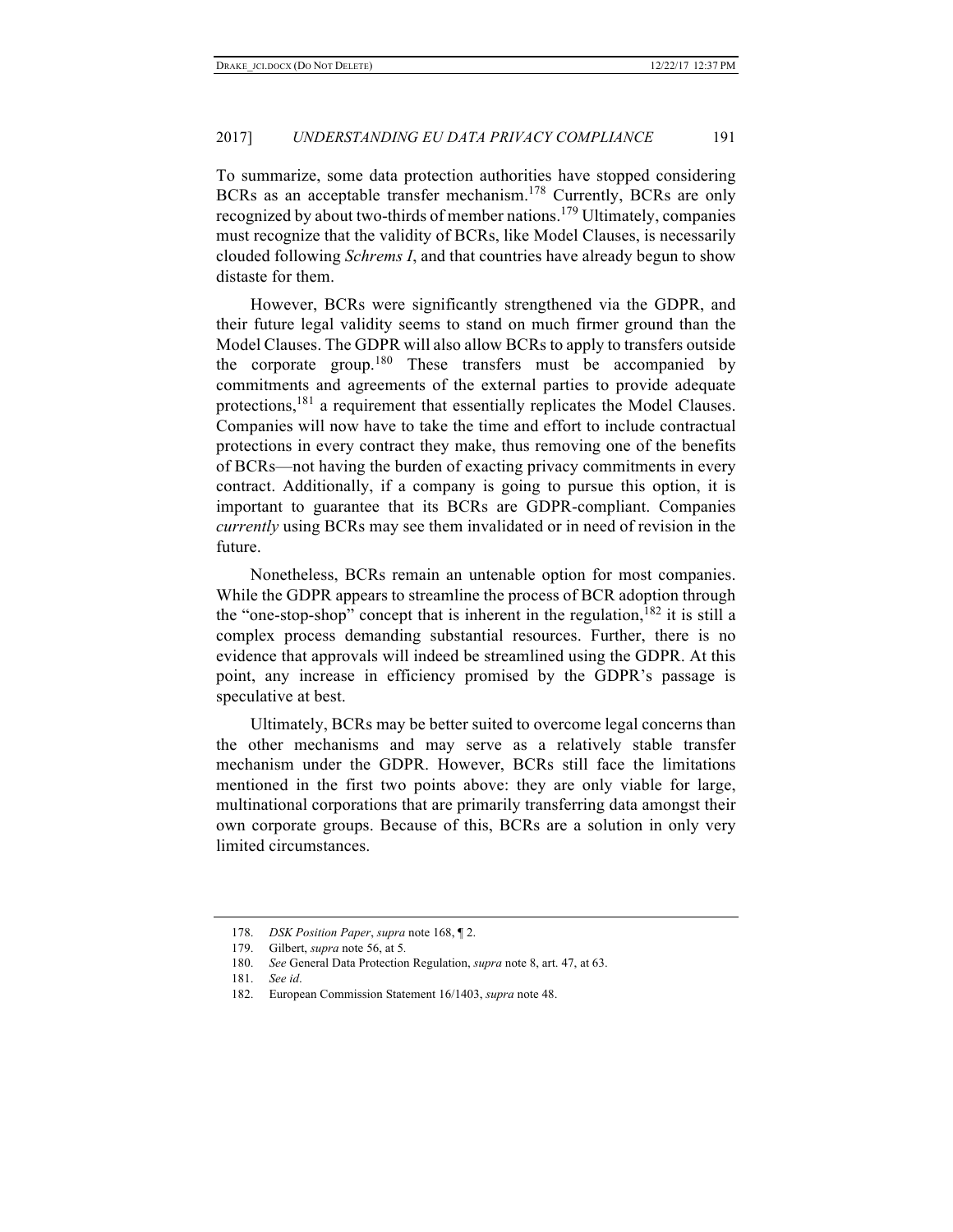To summarize, some data protection authorities have stopped considering BCRs as an acceptable transfer mechanism.[178] Currently, BCRs are only recognized by about two-thirds of member nations.[179] Ultimately, companies must recognize that the validity of BCRs, like Model Clauses, is necessarily clouded following *Schrems I*, and that countries have already begun to show distaste for them.

However, BCRs were significantly strengthened via the GDPR, and their future legal validity seems to stand on much firmer ground than the Model Clauses. The GDPR will also allow BCRs to apply to transfers outside the corporate group.[180] These transfers must be accompanied by commitments and agreements of the external parties to provide adequate protections,[181] a requirement that essentially replicates the Model Clauses. Companies will now have to take the time and effort to include contractual protections in every contract they make, thus removing one of the benefits of BCRs—not having the burden of exacting privacy commitments in every contract. Additionally, if a company is going to pursue this option, it is important to guarantee that its BCRs are GDPR-compliant. Companies *currently* using BCRs may see them invalidated or in need of revision in the future.

Nonetheless, BCRs remain an untenable option for most companies. While the GDPR appears to streamline the process of BCR adoption through the "one-stop-shop" concept that is inherent in the regulation,[182] it is still a complex process demanding substantial resources. Further, there is no evidence that approvals will indeed be streamlined using the GDPR. At this point, any increase in efficiency promised by the GDPR's passage is speculative at best.

Ultimately, BCRs may be better suited to overcome legal concerns than the other mechanisms and may serve as a relatively stable transfer mechanism under the GDPR. However, BCRs still face the limitations mentioned in the first two points above: they are only viable for large, multinational corporations that are primarily transferring data amongst their own corporate groups. Because of this, BCRs are a solution in only very limited circumstances.

---

178. *DSK Position Paper*, *supra* note 168, ¶ 2.

179. Gilbert, *supra* note 56, at 5.

180. *See* General Data Protection Regulation, *supra* note 8, art. 47, at 63.

181. *See id*.

182. European Commission Statement 16/1403, *supra* note 48.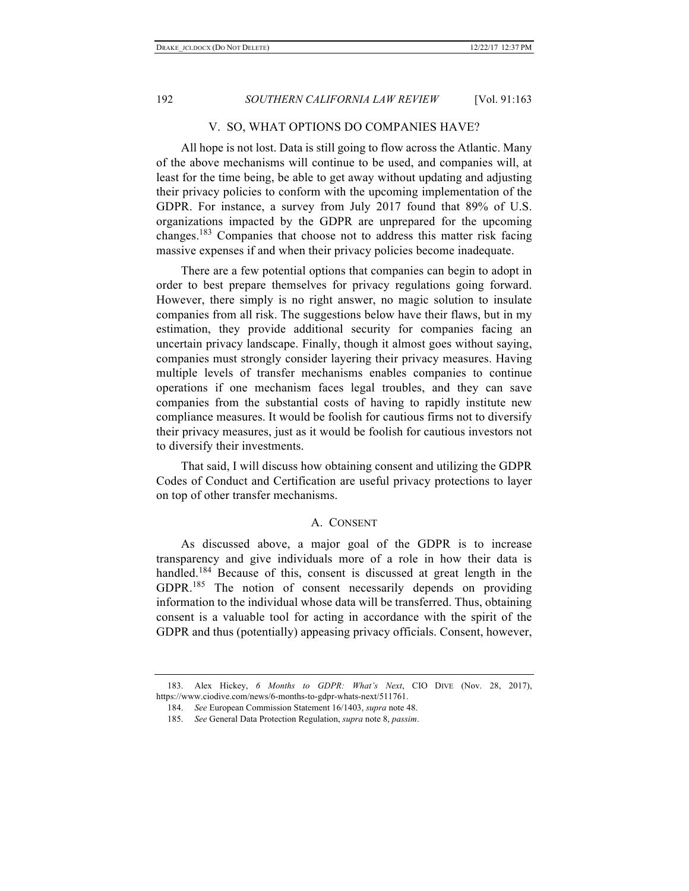## V. SO, WHAT OPTIONS DO COMPANIES HAVE?

All hope is not lost. Data is still going to flow across the Atlantic. Many of the above mechanisms will continue to be used, and companies will, at least for the time being, be able to get away without updating and adjusting their privacy policies to conform with the upcoming implementation of the GDPR. For instance, a survey from July 2017 found that 89% of U.S. organizations impacted by the GDPR are unprepared for the upcoming changes.[183] Companies that choose not to address this matter risk facing massive expenses if and when their privacy policies become inadequate.

There are a few potential options that companies can begin to adopt in order to best prepare themselves for privacy regulations going forward. However, there simply is no right answer, no magic solution to insulate companies from all risk. The suggestions below have their flaws, but in my estimation, they provide additional security for companies facing an uncertain privacy landscape. Finally, though it almost goes without saying, companies must strongly consider layering their privacy measures. Having multiple levels of transfer mechanisms enables companies to continue operations if one mechanism faces legal troubles, and they can save companies from the substantial costs of having to rapidly institute new compliance measures. It would be foolish for cautious firms not to diversify their privacy measures, just as it would be foolish for cautious investors not to diversify their investments.

That said, I will discuss how obtaining consent and utilizing the GDPR Codes of Conduct and Certification are useful privacy protections to layer on top of other transfer mechanisms.

### A. CONSENT

As discussed above, a major goal of the GDPR is to increase transparency and give individuals more of a role in how their data is handled.[184] Because of this, consent is discussed at great length in the GDPR.[185] The notion of consent necessarily depends on providing information to the individual whose data will be transferred. Thus, obtaining consent is a valuable tool for acting in accordance with the spirit of the GDPR and thus (potentially) appeasing privacy officials. Consent, however,

---

183. Alex Hickey, *6 Months to GDPR: What's Next*, CIO DIVE (Nov. 28, 2017), https://www.ciodive.com/news/6-months-to-gdpr-whats-next/511761.

184. *See* European Commission Statement 16/1403, *supra* note 48.

185. *See* General Data Protection Regulation, *supra* note 8, *passim*.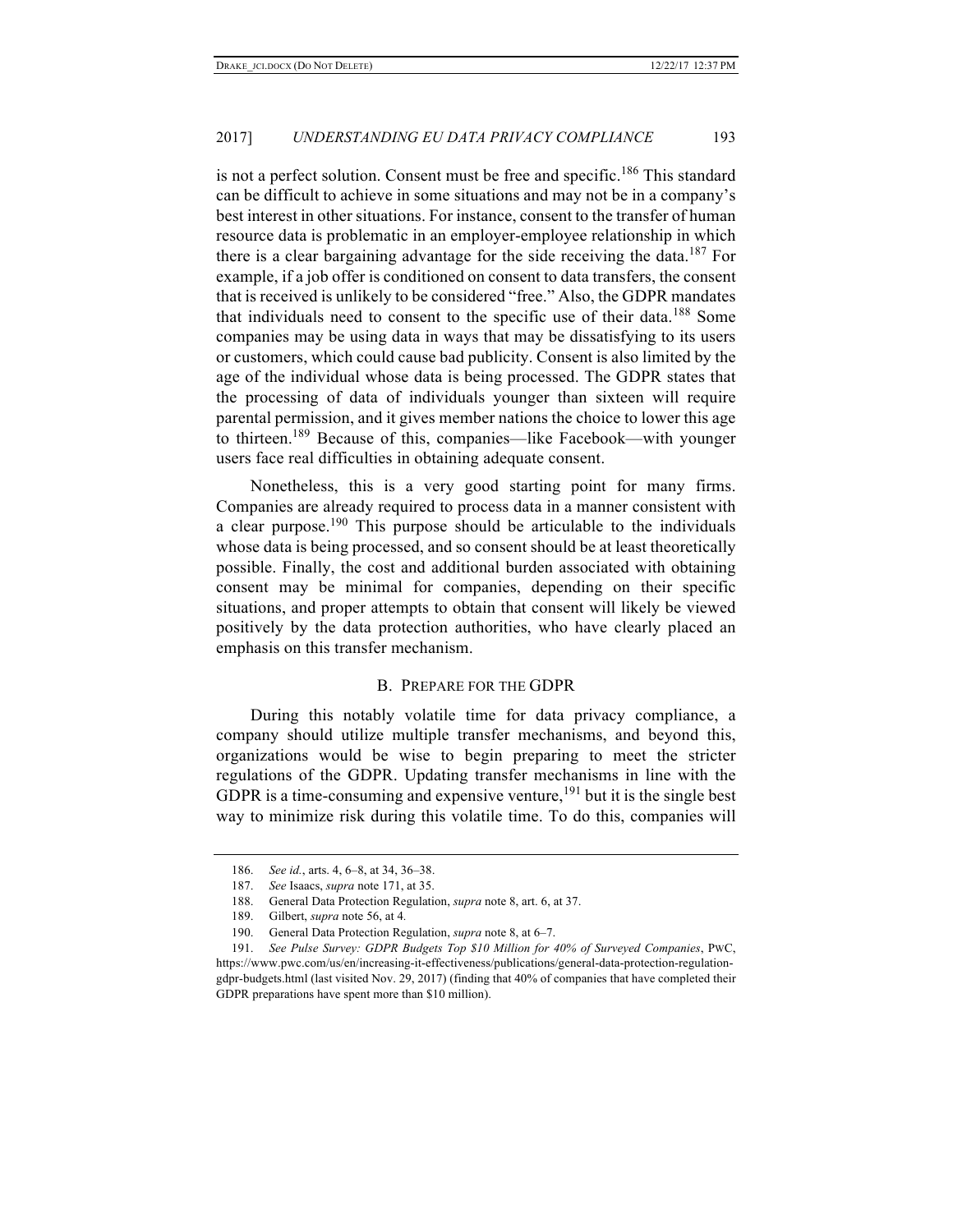is not a perfect solution. Consent must be free and specific.[186] This standard can be difficult to achieve in some situations and may not be in a company's best interest in other situations. For instance, consent to the transfer of human resource data is problematic in an employer-employee relationship in which there is a clear bargaining advantage for the side receiving the data.[187] For example, if a job offer is conditioned on consent to data transfers, the consent that is received is unlikely to be considered "free." Also, the GDPR mandates that individuals need to consent to the specific use of their data.[188] Some companies may be using data in ways that may be dissatisfying to its users or customers, which could cause bad publicity. Consent is also limited by the age of the individual whose data is being processed. The GDPR states that the processing of data of individuals younger than sixteen will require parental permission, and it gives member nations the choice to lower this age to thirteen.[189] Because of this, companies—like Facebook—with younger users face real difficulties in obtaining adequate consent.

Nonetheless, this is a very good starting point for many firms. Companies are already required to process data in a manner consistent with a clear purpose.[190] This purpose should be articulable to the individuals whose data is being processed, and so consent should be at least theoretically possible. Finally, the cost and additional burden associated with obtaining consent may be minimal for companies, depending on their specific situations, and proper attempts to obtain that consent will likely be viewed positively by the data protection authorities, who have clearly placed an emphasis on this transfer mechanism.

### B. Prepare for the GDPR

During this notably volatile time for data privacy compliance, a company should utilize multiple transfer mechanisms, and beyond this, organizations would be wise to begin preparing to meet the stricter regulations of the GDPR. Updating transfer mechanisms in line with the GDPR is a time-consuming and expensive venture,[191] but it is the single best way to minimize risk during this volatile time. To do this, companies will

---

186. *See id.*, arts. 4, 6–8, at 34, 36–38.

187. *See* Isaacs, *supra* note 171, at 35.

188. General Data Protection Regulation, *supra* note 8, art. 6, at 37.

189. Gilbert, *supra* note 56, at 4.

190. General Data Protection Regulation, *supra* note 8, at 6–7.

191. *See Pulse Survey: GDPR Budgets Top $10 Million for 40% of Surveyed Companies*, PWC, https://www.pwc.com/us/en/increasing-it-effectiveness/publications/general-data-protection-regulation-gdpr-budgets.html (last visited Nov. 29, 2017) (finding that 40% of companies that have completed their GDPR preparations have spent more than $10 million).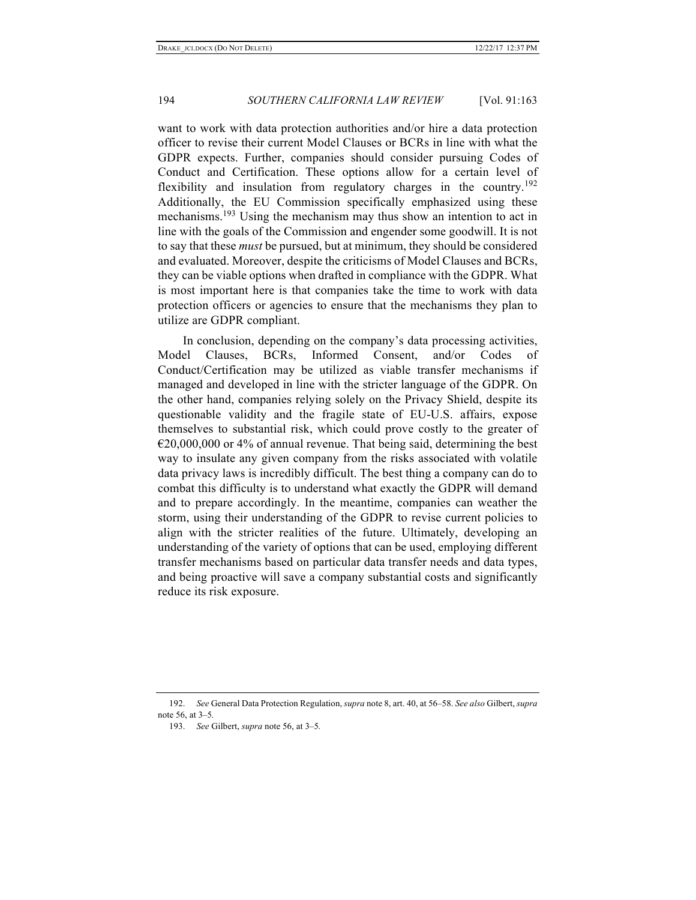want to work with data protection authorities and/or hire a data protection officer to revise their current Model Clauses or BCRs in line with what the GDPR expects. Further, companies should consider pursuing Codes of Conduct and Certification. These options allow for a certain level of flexibility and insulation from regulatory charges in the country.[192] Additionally, the EU Commission specifically emphasized using these mechanisms.[193] Using the mechanism may thus show an intention to act in line with the goals of the Commission and engender some goodwill. It is not to say that these *must* be pursued, but at minimum, they should be considered and evaluated. Moreover, despite the criticisms of Model Clauses and BCRs, they can be viable options when drafted in compliance with the GDPR. What is most important here is that companies take the time to work with data protection officers or agencies to ensure that the mechanisms they plan to utilize are GDPR compliant.

In conclusion, depending on the company's data processing activities, Model Clauses, BCRs, Informed Consent, and/or Codes of Conduct/Certification may be utilized as viable transfer mechanisms if managed and developed in line with the stricter language of the GDPR. On the other hand, companies relying solely on the Privacy Shield, despite its questionable validity and the fragile state of EU-U.S. affairs, expose themselves to substantial risk, which could prove costly to the greater of €20,000,000 or 4% of annual revenue. That being said, determining the best way to insulate any given company from the risks associated with volatile data privacy laws is incredibly difficult. The best thing a company can do to combat this difficulty is to understand what exactly the GDPR will demand and to prepare accordingly. In the meantime, companies can weather the storm, using their understanding of the GDPR to revise current policies to align with the stricter realities of the future. Ultimately, developing an understanding of the variety of options that can be used, employing different transfer mechanisms based on particular data transfer needs and data types, and being proactive will save a company substantial costs and significantly reduce its risk exposure.

---

192. *See* General Data Protection Regulation, *supra* note 8, art. 40, at 56–58. *See also* Gilbert, *supra* note 56, at 3–5.

193. *See* Gilbert, *supra* note 56, at 3–5.